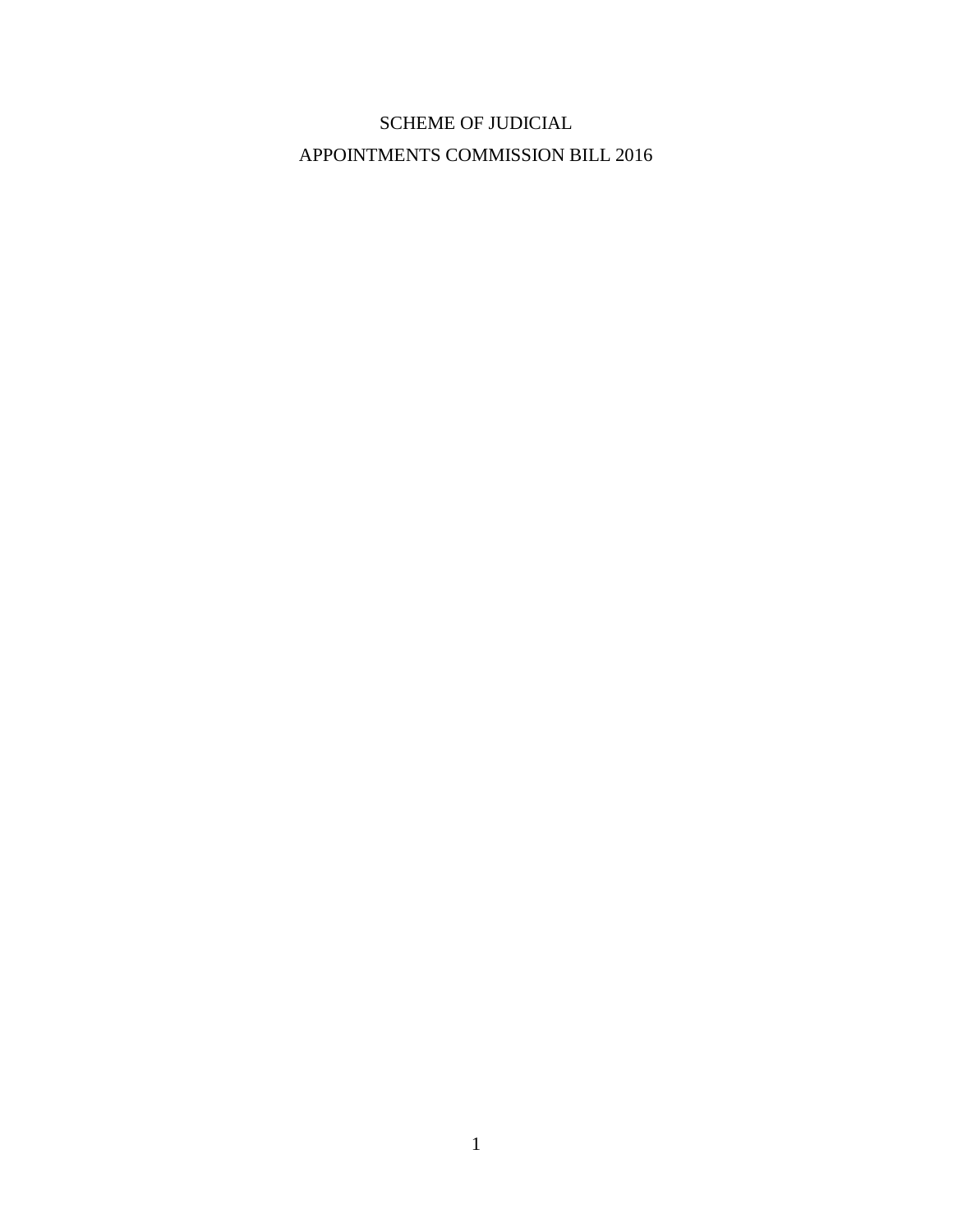# SCHEME OF JUDICIAL APPOINTMENTS COMMISSION BILL 2016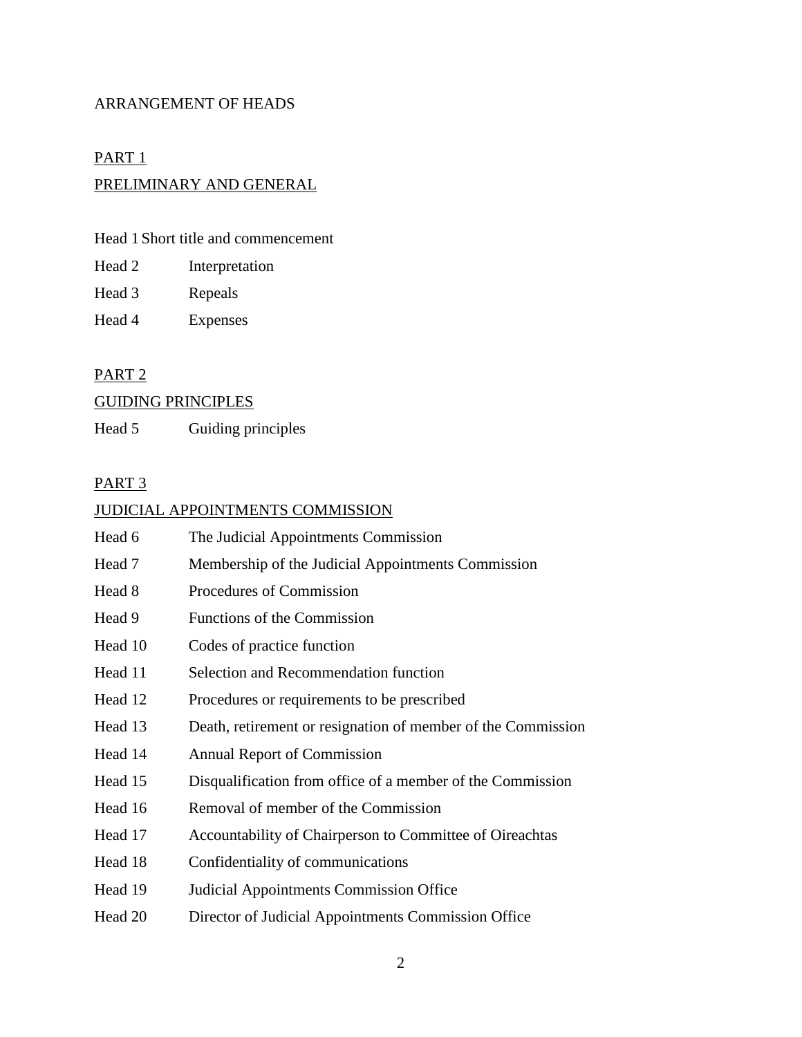ARRANGEMENT OF HEADS

PART 1

PRELIMINARY AND GENERAL

Head 1 Short title and commencement

Head 2 Interpretation

Head 3 Repeals

Head 4 Expenses

PART 2

GUIDING PRINCIPLES

Head 5 Guiding principles

PART 3

JUDICIAL APPOINTMENTS COMMISSION

Head 6 The Judicial Appointments Commission

Head 7 Membership of the Judicial Appointments Commission

Head 8 Procedures of Commission

Head 9 Functions of the Commission

Head 10 Codes of practice function

Head 11 Selection and Recommendation function

Head 12 Procedures or requirements to be prescribed

Head 13 Death, retirement or resignation of member of the Commission

Head 14 Annual Report of Commission

Head 15 Disqualification from office of a member of the Commission

Head 16 Removal of member of the Commission

Head 17 Accountability of Chairperson to Committee of Oireachtas

Head 18 Confidentiality of communications

Head 19 Judicial Appointments Commission Office

Head 20 Director of Judicial Appointments Commission Office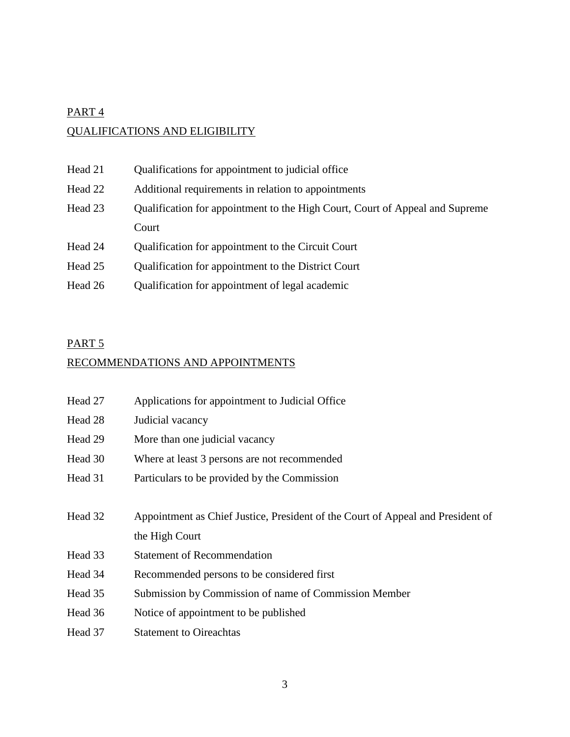## PART 4

## QUALIFICATIONS AND ELIGIBILITY

| | |
|---|---|
| Head 21 | Qualifications for appointment to judicial office |
| Head 22 | Additional requirements in relation to appointments |
| Head 23 | Qualification for appointment to the High Court, Court of Appeal and Supreme Court |
| Head 24 | Qualification for appointment to the Circuit Court |
| Head 25 | Qualification for appointment to the District Court |
| Head 26 | Qualification for appointment of legal academic |

## PART 5

## RECOMMENDATIONS AND APPOINTMENTS

| | |
|---|---|
| Head 27 | Applications for appointment to Judicial Office |
| Head 28 | Judicial vacancy |
| Head 29 | More than one judicial vacancy |
| Head 30 | Where at least 3 persons are not recommended |
| Head 31 | Particulars to be provided by the Commission |
| Head 32 | Appointment as Chief Justice, President of the Court of Appeal and President of the High Court |
| Head 33 | Statement of Recommendation |
| Head 34 | Recommended persons to be considered first |
| Head 35 | Submission by Commission of name of Commission Member |
| Head 36 | Notice of appointment to be published |
| Head 37 | Statement to Oireachtas |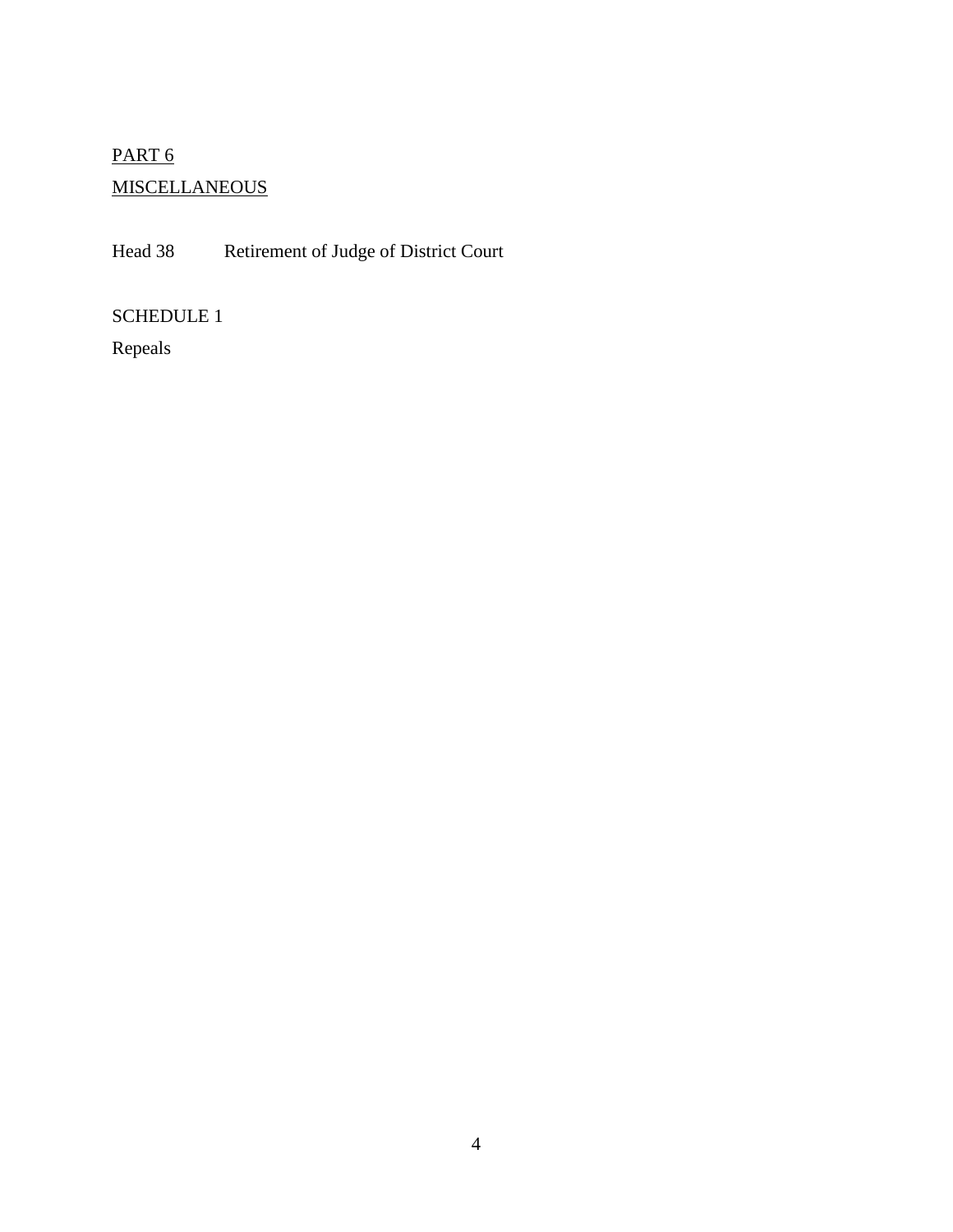PART 6

MISCELLANEOUS

Head 38 Retirement of Judge of District Court

SCHEDULE 1

Repeals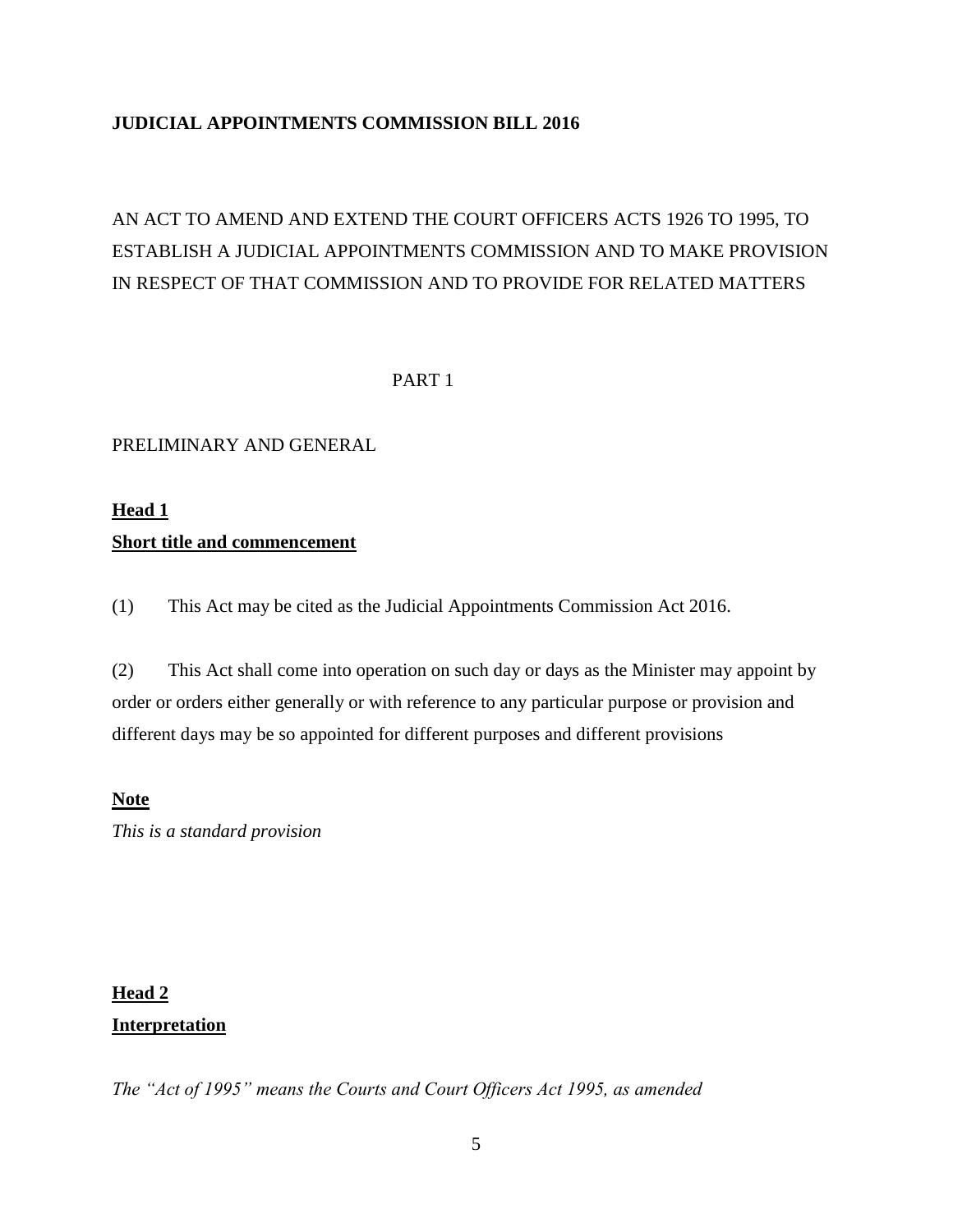**JUDICIAL APPOINTMENTS COMMISSION BILL 2016**

AN ACT TO AMEND AND EXTEND THE COURT OFFICERS ACTS 1926 TO 1995, TO ESTABLISH A JUDICIAL APPOINTMENTS COMMISSION AND TO MAKE PROVISION IN RESPECT OF THAT COMMISSION AND TO PROVIDE FOR RELATED MATTERS

PART 1

PRELIMINARY AND GENERAL

**Head 1**

**Short title and commencement**

(1) This Act may be cited as the Judicial Appointments Commission Act 2016.

(2) This Act shall come into operation on such day or days as the Minister may appoint by order or orders either generally or with reference to any particular purpose or provision and different days may be so appointed for different purposes and different provisions

**Note**

*This is a standard provision*

**Head 2**

**Interpretation**

*The "Act of 1995" means the Courts and Court Officers Act 1995, as amended*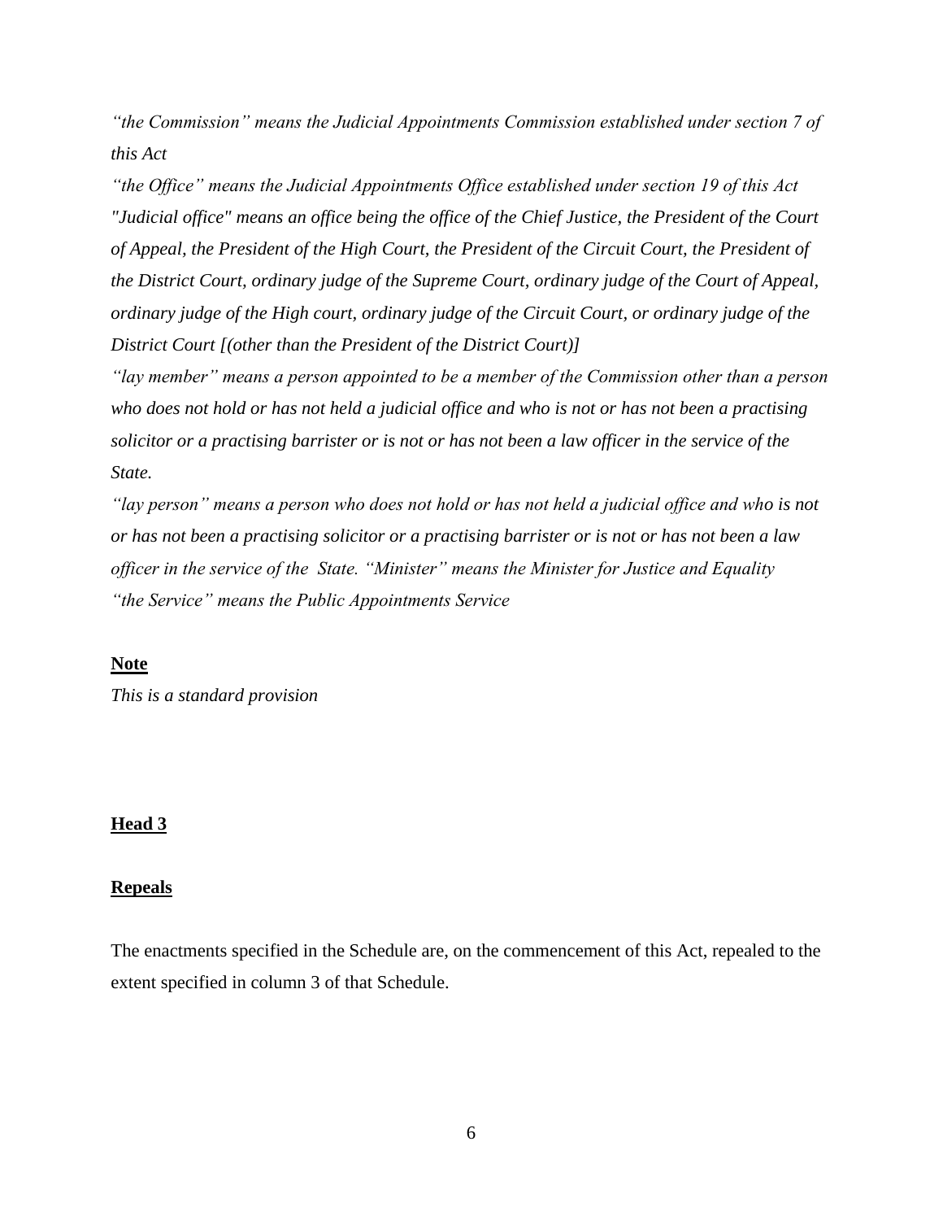*"the Commission" means the Judicial Appointments Commission established under section 7 of this Act*

*"the Office" means the Judicial Appointments Office established under section 19 of this Act*

*"Judicial office" means an office being the office of the Chief Justice, the President of the Court of Appeal, the President of the High Court, the President of the Circuit Court, the President of the District Court, ordinary judge of the Supreme Court, ordinary judge of the Court of Appeal, ordinary judge of the High court, ordinary judge of the Circuit Court, or ordinary judge of the District Court [(other than the President of the District Court)]*

*"lay member" means a person appointed to be a member of the Commission other than a person who does not hold or has not held a judicial office and who is not or has not been a practising solicitor or a practising barrister or is not or has not been a law officer in the service of the State.*

*"lay person" means a person who does not hold or has not held a judicial office and who is not or has not been a practising solicitor or a practising barrister or is not or has not been a law officer in the service of the State. "Minister" means the Minister for Justice and Equality*

*"the Service" means the Public Appointments Service*

**Note**

*This is a standard provision*

## Head 3

## Repeals

The enactments specified in the Schedule are, on the commencement of this Act, repealed to the extent specified in column 3 of that Schedule.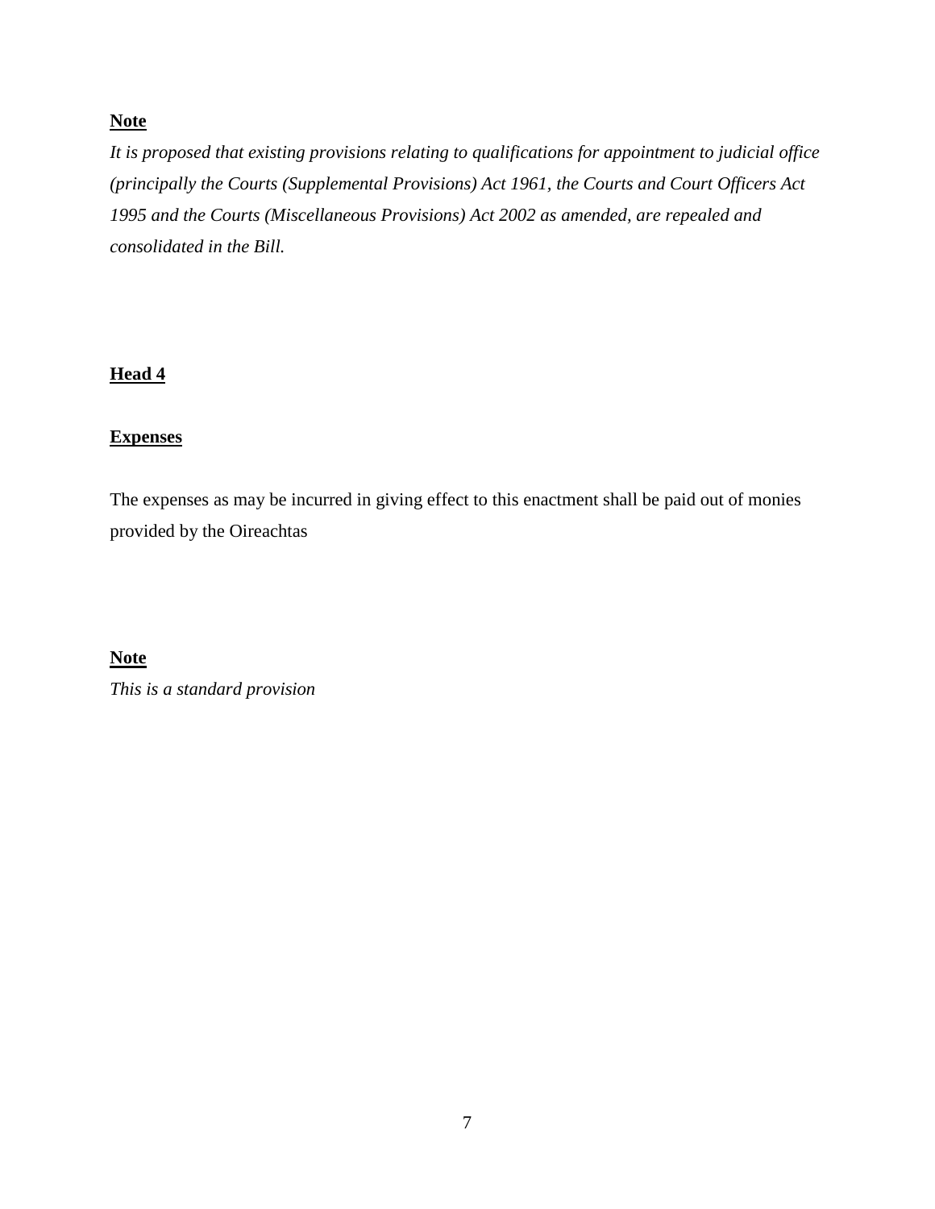**Note**

*It is proposed that existing provisions relating to qualifications for appointment to judicial office (principally the Courts (Supplemental Provisions) Act 1961, the Courts and Court Officers Act 1995 and the Courts (Miscellaneous Provisions) Act 2002 as amended, are repealed and consolidated in the Bill.*

## Head 4

### Expenses

The expenses as may be incurred in giving effect to this enactment shall be paid out of monies provided by the Oireachtas

**Note**

*This is a standard provision*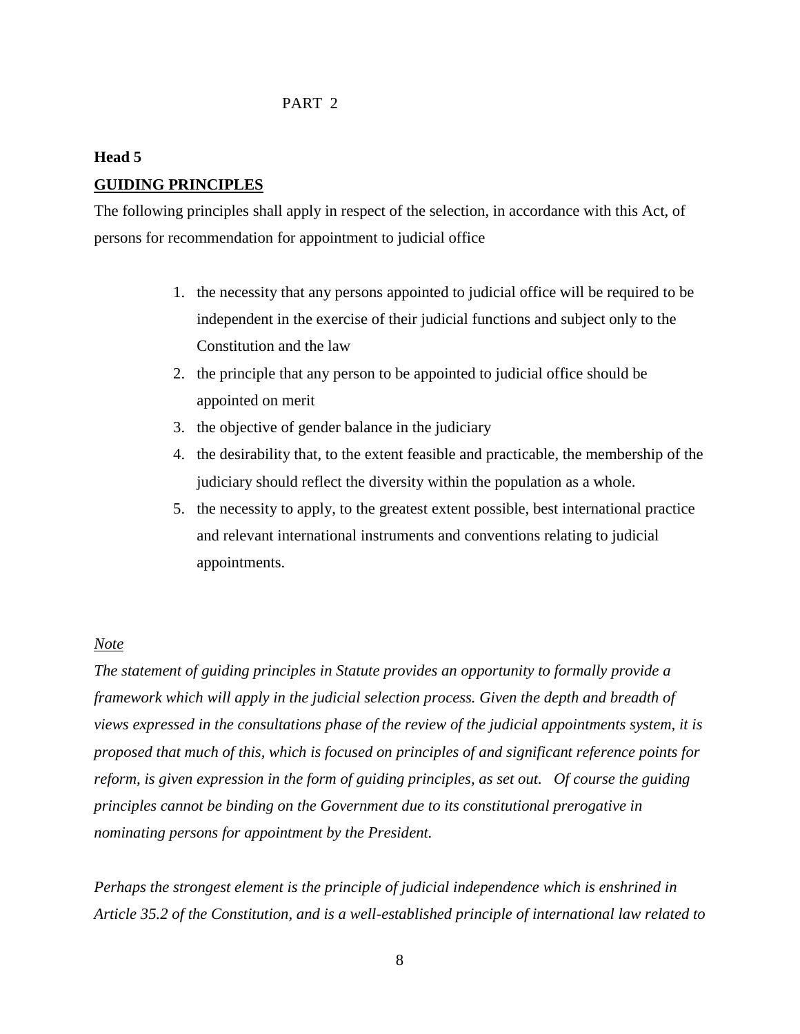PART 2

**Head 5**

**GUIDING PRINCIPLES**

The following principles shall apply in respect of the selection, in accordance with this Act, of persons for recommendation for appointment to judicial office

1. the necessity that any persons appointed to judicial office will be required to be independent in the exercise of their judicial functions and subject only to the Constitution and the law
2. the principle that any person to be appointed to judicial office should be appointed on merit
3. the objective of gender balance in the judiciary
4. the desirability that, to the extent feasible and practicable, the membership of the judiciary should reflect the diversity within the population as a whole.
5. the necessity to apply, to the greatest extent possible, best international practice and relevant international instruments and conventions relating to judicial appointments.

*Note*

*The statement of guiding principles in Statute provides an opportunity to formally provide a framework which will apply in the judicial selection process. Given the depth and breadth of views expressed in the consultations phase of the review of the judicial appointments system, it is proposed that much of this, which is focused on principles of and significant reference points for reform, is given expression in the form of guiding principles, as set out. Of course the guiding principles cannot be binding on the Government due to its constitutional prerogative in nominating persons for appointment by the President.*

*Perhaps the strongest element is the principle of judicial independence which is enshrined in Article 35.2 of the Constitution, and is a well-established principle of international law related to*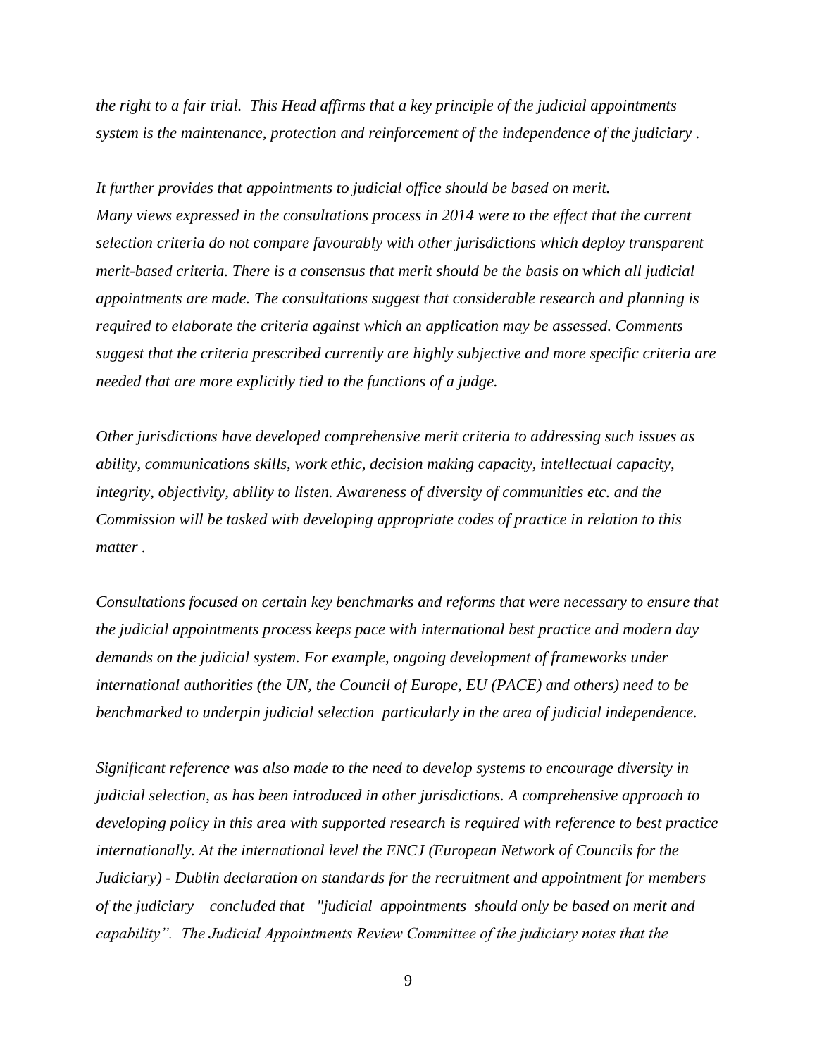*the right to a fair trial. This Head affirms that a key principle of the judicial appointments system is the maintenance, protection and reinforcement of the independence of the judiciary .*

*It further provides that appointments to judicial office should be based on merit. Many views expressed in the consultations process in 2014 were to the effect that the current selection criteria do not compare favourably with other jurisdictions which deploy transparent merit-based criteria. There is a consensus that merit should be the basis on which all judicial appointments are made. The consultations suggest that considerable research and planning is required to elaborate the criteria against which an application may be assessed. Comments suggest that the criteria prescribed currently are highly subjective and more specific criteria are needed that are more explicitly tied to the functions of a judge.*

*Other jurisdictions have developed comprehensive merit criteria to addressing such issues as ability, communications skills, work ethic, decision making capacity, intellectual capacity, integrity, objectivity, ability to listen. Awareness of diversity of communities etc. and the Commission will be tasked with developing appropriate codes of practice in relation to this matter .*

*Consultations focused on certain key benchmarks and reforms that were necessary to ensure that the judicial appointments process keeps pace with international best practice and modern day demands on the judicial system. For example, ongoing development of frameworks under international authorities (the UN, the Council of Europe, EU (PACE) and others) need to be benchmarked to underpin judicial selection particularly in the area of judicial independence.*

*Significant reference was also made to the need to develop systems to encourage diversity in judicial selection, as has been introduced in other jurisdictions. A comprehensive approach to developing policy in this area with supported research is required with reference to best practice internationally. At the international level the ENCJ (European Network of Councils for the Judiciary) - Dublin declaration on standards for the recruitment and appointment for members of the judiciary – concluded that "judicial appointments should only be based on merit and capability". The Judicial Appointments Review Committee of the judiciary notes that the*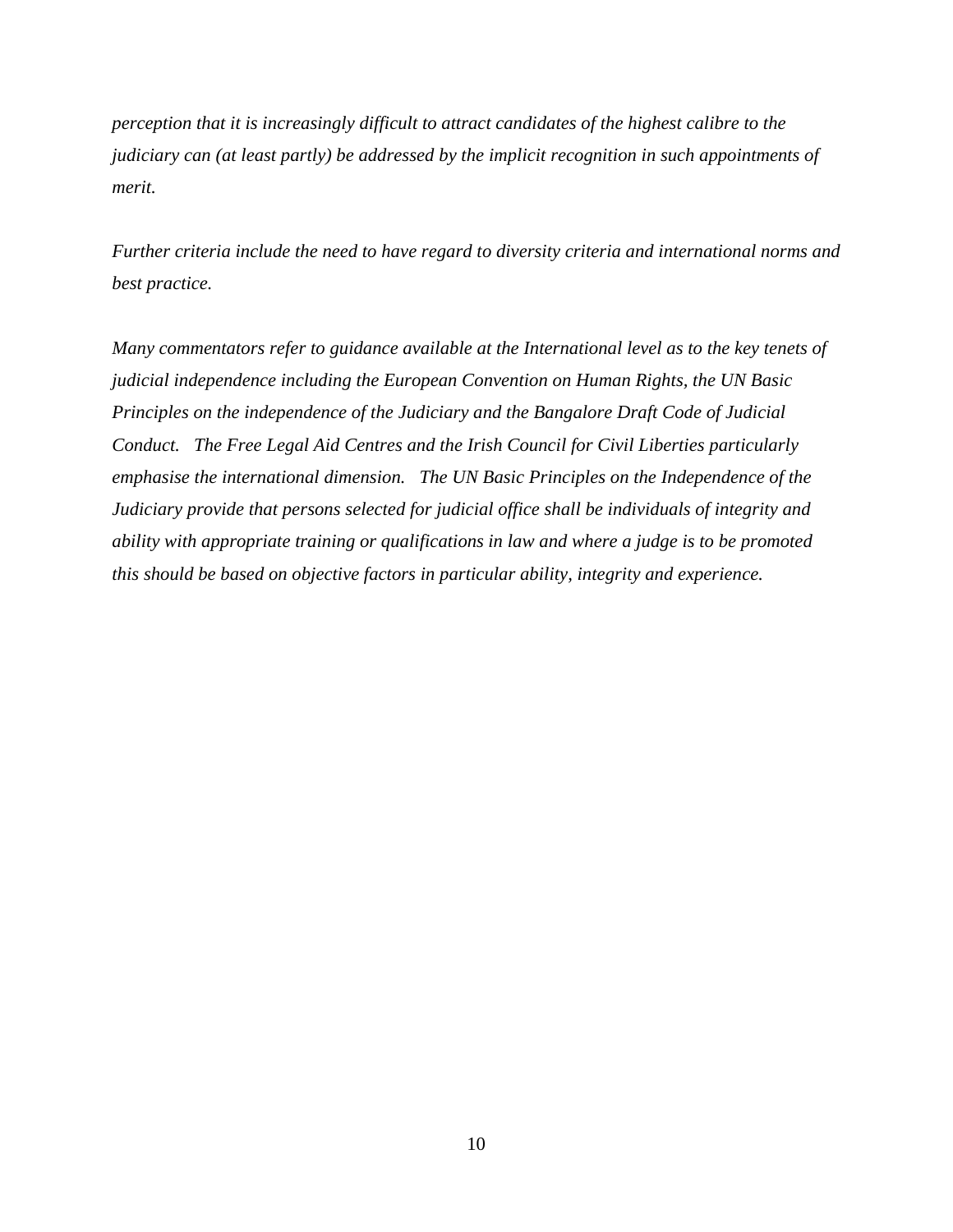*perception that it is increasingly difficult to attract candidates of the highest calibre to the judiciary can (at least partly) be addressed by the implicit recognition in such appointments of merit.*

*Further criteria include the need to have regard to diversity criteria and international norms and best practice.*

*Many commentators refer to guidance available at the International level as to the key tenets of judicial independence including the European Convention on Human Rights, the UN Basic Principles on the independence of the Judiciary and the Bangalore Draft Code of Judicial Conduct. The Free Legal Aid Centres and the Irish Council for Civil Liberties particularly emphasise the international dimension. The UN Basic Principles on the Independence of the Judiciary provide that persons selected for judicial office shall be individuals of integrity and ability with appropriate training or qualifications in law and where a judge is to be promoted this should be based on objective factors in particular ability, integrity and experience.*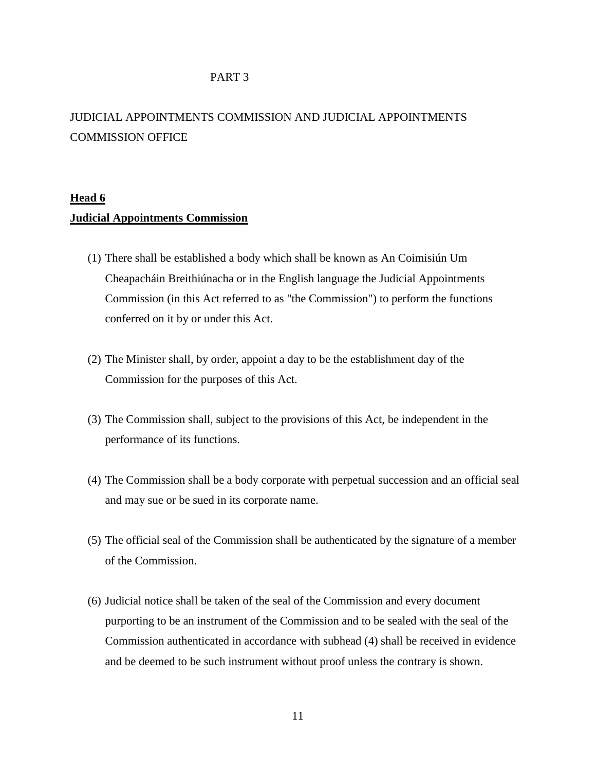PART 3

# JUDICIAL APPOINTMENTS COMMISSION AND JUDICIAL APPOINTMENTS COMMISSION OFFICE

## Head 6
## Judicial Appointments Commission

(1) There shall be established a body which shall be known as An Coimisiún Um Cheapacháin Breithiúnacha or in the English language the Judicial Appointments Commission (in this Act referred to as "the Commission") to perform the functions conferred on it by or under this Act.

(2) The Minister shall, by order, appoint a day to be the establishment day of the Commission for the purposes of this Act.

(3) The Commission shall, subject to the provisions of this Act, be independent in the performance of its functions.

(4) The Commission shall be a body corporate with perpetual succession and an official seal and may sue or be sued in its corporate name.

(5) The official seal of the Commission shall be authenticated by the signature of a member of the Commission.

(6) Judicial notice shall be taken of the seal of the Commission and every document purporting to be an instrument of the Commission and to be sealed with the seal of the Commission authenticated in accordance with subhead (4) shall be received in evidence and be deemed to be such instrument without proof unless the contrary is shown.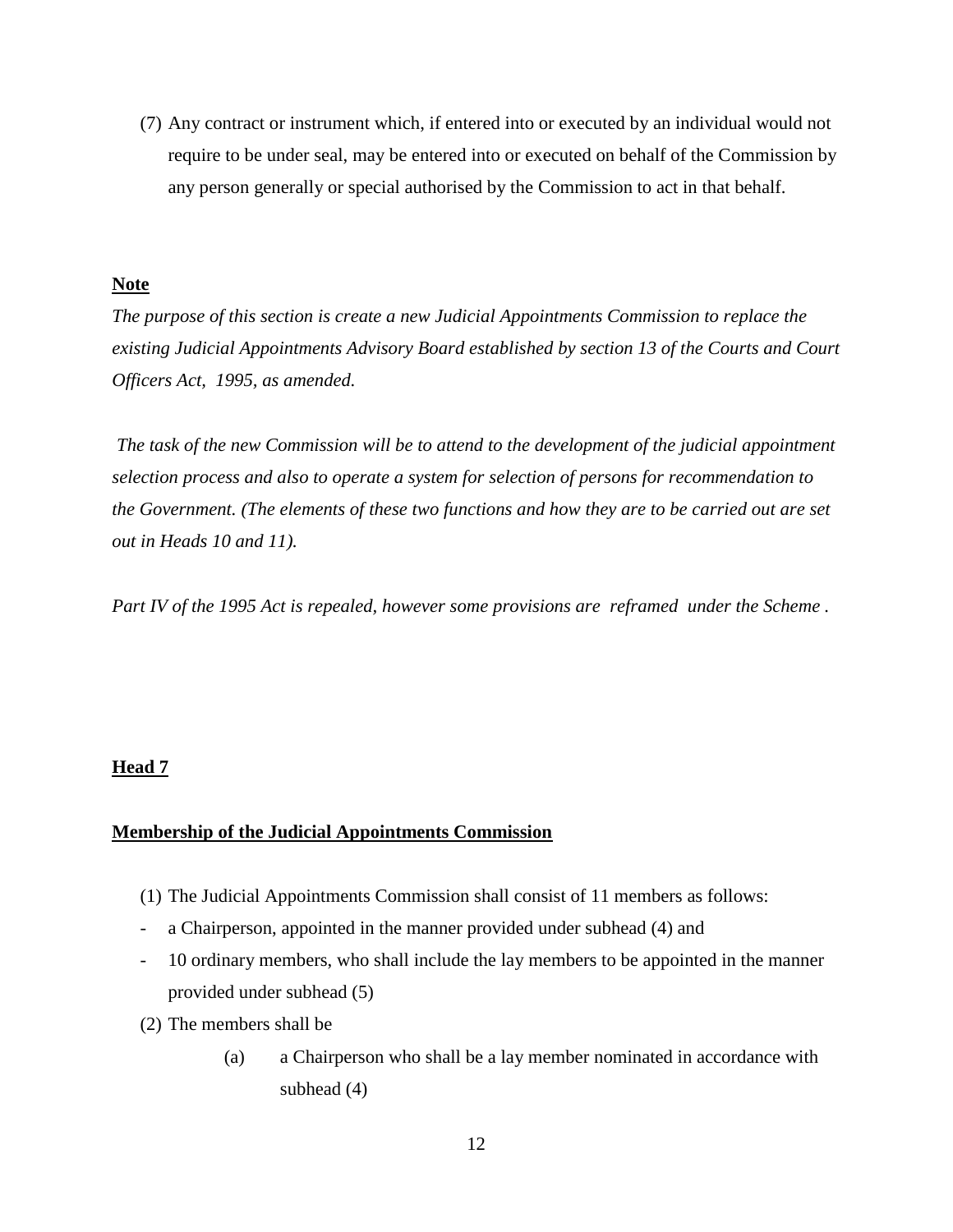(7) Any contract or instrument which, if entered into or executed by an individual would not require to be under seal, may be entered into or executed on behalf of the Commission by any person generally or special authorised by the Commission to act in that behalf.

**Note**

*The purpose of this section is create a new Judicial Appointments Commission to replace the existing Judicial Appointments Advisory Board established by section 13 of the Courts and Court Officers Act, 1995, as amended.*

*The task of the new Commission will be to attend to the development of the judicial appointment selection process and also to operate a system for selection of persons for recommendation to the Government. (The elements of these two functions and how they are to be carried out are set out in Heads 10 and 11).*

*Part IV of the 1995 Act is repealed, however some provisions are reframed under the Scheme .*

**Head 7**

**Membership of the Judicial Appointments Commission**

(1) The Judicial Appointments Commission shall consist of 11 members as follows:

- a Chairperson, appointed in the manner provided under subhead (4) and
- 10 ordinary members, who shall include the lay members to be appointed in the manner provided under subhead (5)

(2) The members shall be

(a) a Chairperson who shall be a lay member nominated in accordance with subhead (4)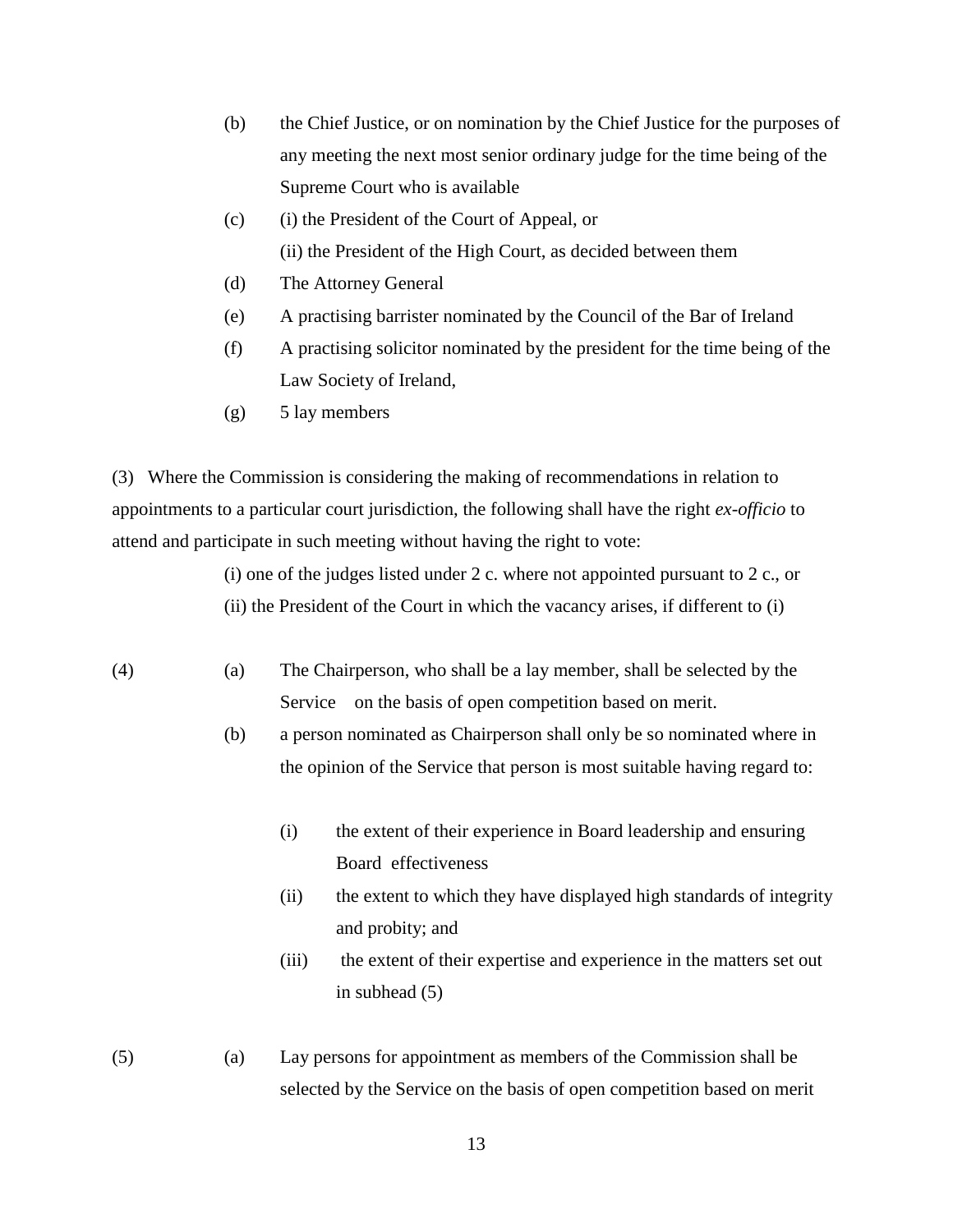(b) the Chief Justice, or on nomination by the Chief Justice for the purposes of any meeting the next most senior ordinary judge for the time being of the Supreme Court who is available

(c) (i) the President of the Court of Appeal, or
(ii) the President of the High Court, as decided between them

(d) The Attorney General

(e) A practising barrister nominated by the Council of the Bar of Ireland

(f) A practising solicitor nominated by the president for the time being of the Law Society of Ireland,

(g) 5 lay members

(3) Where the Commission is considering the making of recommendations in relation to appointments to a particular court jurisdiction, the following shall have the right *ex-officio* to attend and participate in such meeting without having the right to vote:

(i) one of the judges listed under 2 c. where not appointed pursuant to 2 c., or
(ii) the President of the Court in which the vacancy arises, if different to (i)

(4) (a) The Chairperson, who shall be a lay member, shall be selected by the Service on the basis of open competition based on merit.

(b) a person nominated as Chairperson shall only be so nominated where in the opinion of the Service that person is most suitable having regard to:

(i) the extent of their experience in Board leadership and ensuring Board effectiveness

(ii) the extent to which they have displayed high standards of integrity and probity; and

(iii) the extent of their expertise and experience in the matters set out in subhead (5)

(5) (a) Lay persons for appointment as members of the Commission shall be selected by the Service on the basis of open competition based on merit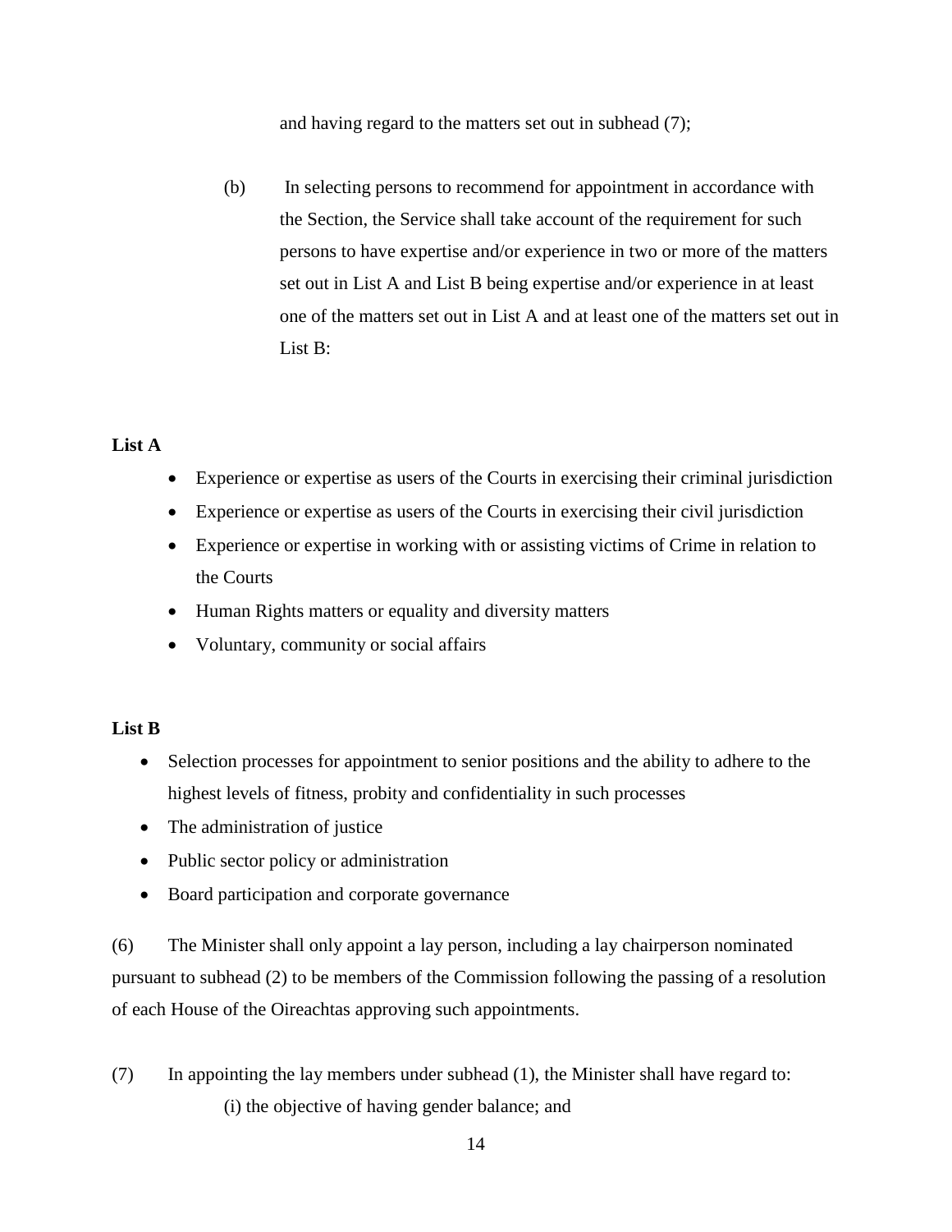and having regard to the matters set out in subhead (7);

(b) In selecting persons to recommend for appointment in accordance with the Section, the Service shall take account of the requirement for such persons to have expertise and/or experience in two or more of the matters set out in List A and List B being expertise and/or experience in at least one of the matters set out in List A and at least one of the matters set out in List B:

**List A**

- Experience or expertise as users of the Courts in exercising their criminal jurisdiction
- Experience or expertise as users of the Courts in exercising their civil jurisdiction
- Experience or expertise in working with or assisting victims of Crime in relation to the Courts
- Human Rights matters or equality and diversity matters
- Voluntary, community or social affairs

**List B**

- Selection processes for appointment to senior positions and the ability to adhere to the highest levels of fitness, probity and confidentiality in such processes
- The administration of justice
- Public sector policy or administration
- Board participation and corporate governance

(6) The Minister shall only appoint a lay person, including a lay chairperson nominated pursuant to subhead (2) to be members of the Commission following the passing of a resolution of each House of the Oireachtas approving such appointments.

(7) In appointing the lay members under subhead (1), the Minister shall have regard to:

(i) the objective of having gender balance; and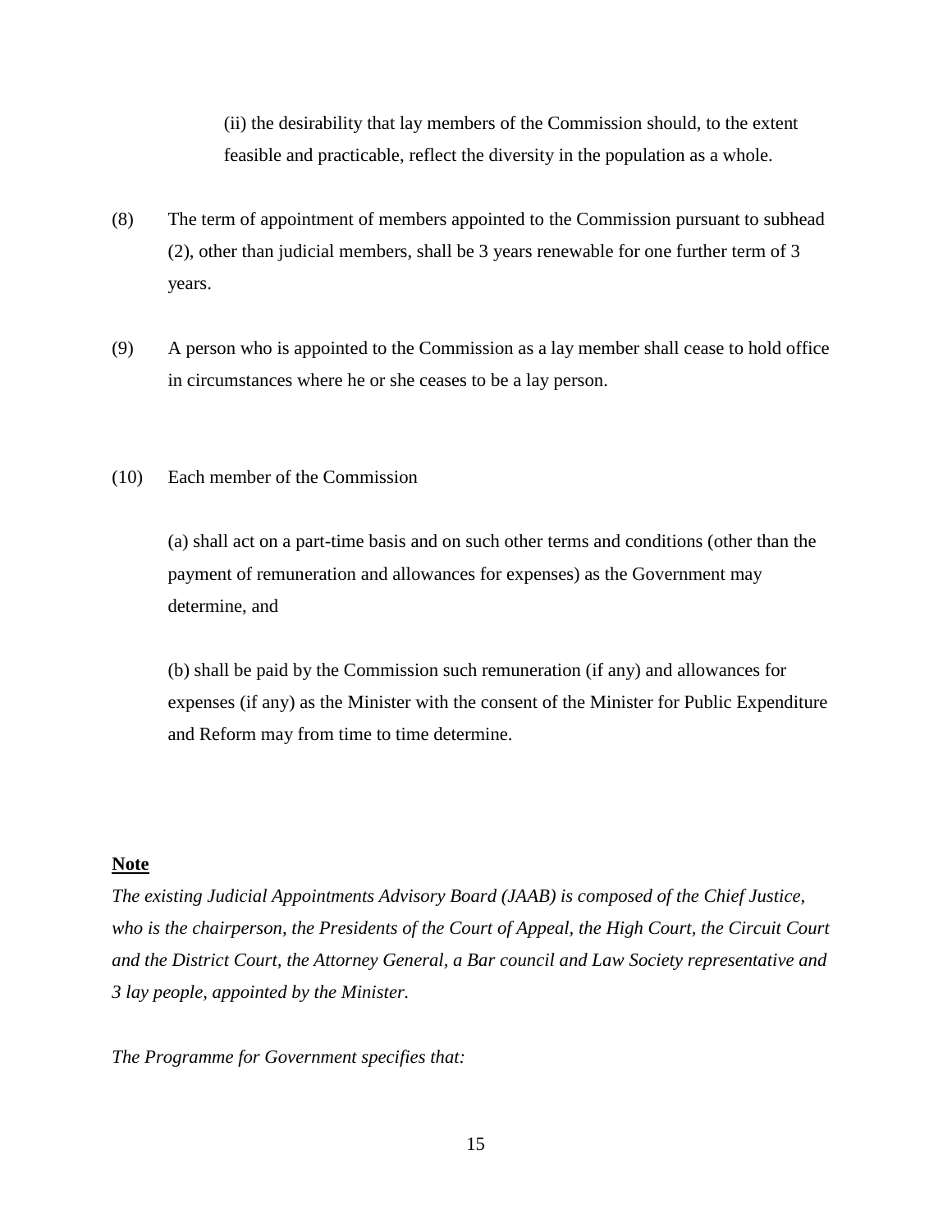(ii) the desirability that lay members of the Commission should, to the extent feasible and practicable, reflect the diversity in the population as a whole.

(8) The term of appointment of members appointed to the Commission pursuant to subhead (2), other than judicial members, shall be 3 years renewable for one further term of 3 years.

(9) A person who is appointed to the Commission as a lay member shall cease to hold office in circumstances where he or she ceases to be a lay person.

(10) Each member of the Commission

(a) shall act on a part-time basis and on such other terms and conditions (other than the payment of remuneration and allowances for expenses) as the Government may determine, and

(b) shall be paid by the Commission such remuneration (if any) and allowances for expenses (if any) as the Minister with the consent of the Minister for Public Expenditure and Reform may from time to time determine.

**Note**

*The existing Judicial Appointments Advisory Board (JAAB) is composed of the Chief Justice, who is the chairperson, the Presidents of the Court of Appeal, the High Court, the Circuit Court and the District Court, the Attorney General, a Bar council and Law Society representative and 3 lay people, appointed by the Minister.*

*The Programme for Government specifies that:*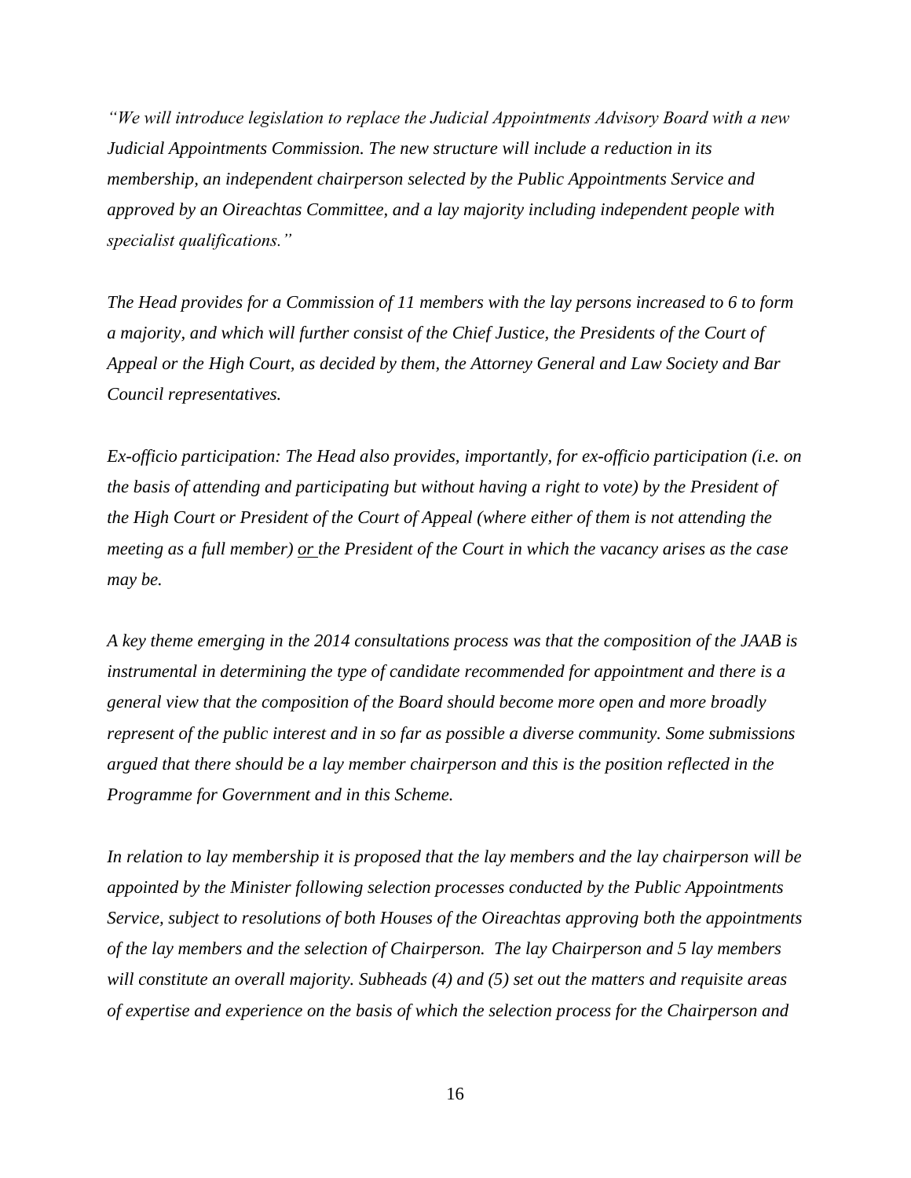*"We will introduce legislation to replace the Judicial Appointments Advisory Board with a new Judicial Appointments Commission. The new structure will include a reduction in its membership, an independent chairperson selected by the Public Appointments Service and approved by an Oireachtas Committee, and a lay majority including independent people with specialist qualifications."*

*The Head provides for a Commission of 11 members with the lay persons increased to 6 to form a majority, and which will further consist of the Chief Justice, the Presidents of the Court of Appeal or the High Court, as decided by them, the Attorney General and Law Society and Bar Council representatives.*

*Ex-officio participation: The Head also provides, importantly, for ex-officio participation (i.e. on the basis of attending and participating but without having a right to vote) by the President of the High Court or President of the Court of Appeal (where either of them is not attending the meeting as a full member) <u>or</u> the President of the Court in which the vacancy arises as the case may be.*

*A key theme emerging in the 2014 consultations process was that the composition of the JAAB is instrumental in determining the type of candidate recommended for appointment and there is a general view that the composition of the Board should become more open and more broadly represent of the public interest and in so far as possible a diverse community. Some submissions argued that there should be a lay member chairperson and this is the position reflected in the Programme for Government and in this Scheme.*

*In relation to lay membership it is proposed that the lay members and the lay chairperson will be appointed by the Minister following selection processes conducted by the Public Appointments Service, subject to resolutions of both Houses of the Oireachtas approving both the appointments of the lay members and the selection of Chairperson. The lay Chairperson and 5 lay members will constitute an overall majority. Subheads (4) and (5) set out the matters and requisite areas of expertise and experience on the basis of which the selection process for the Chairperson and*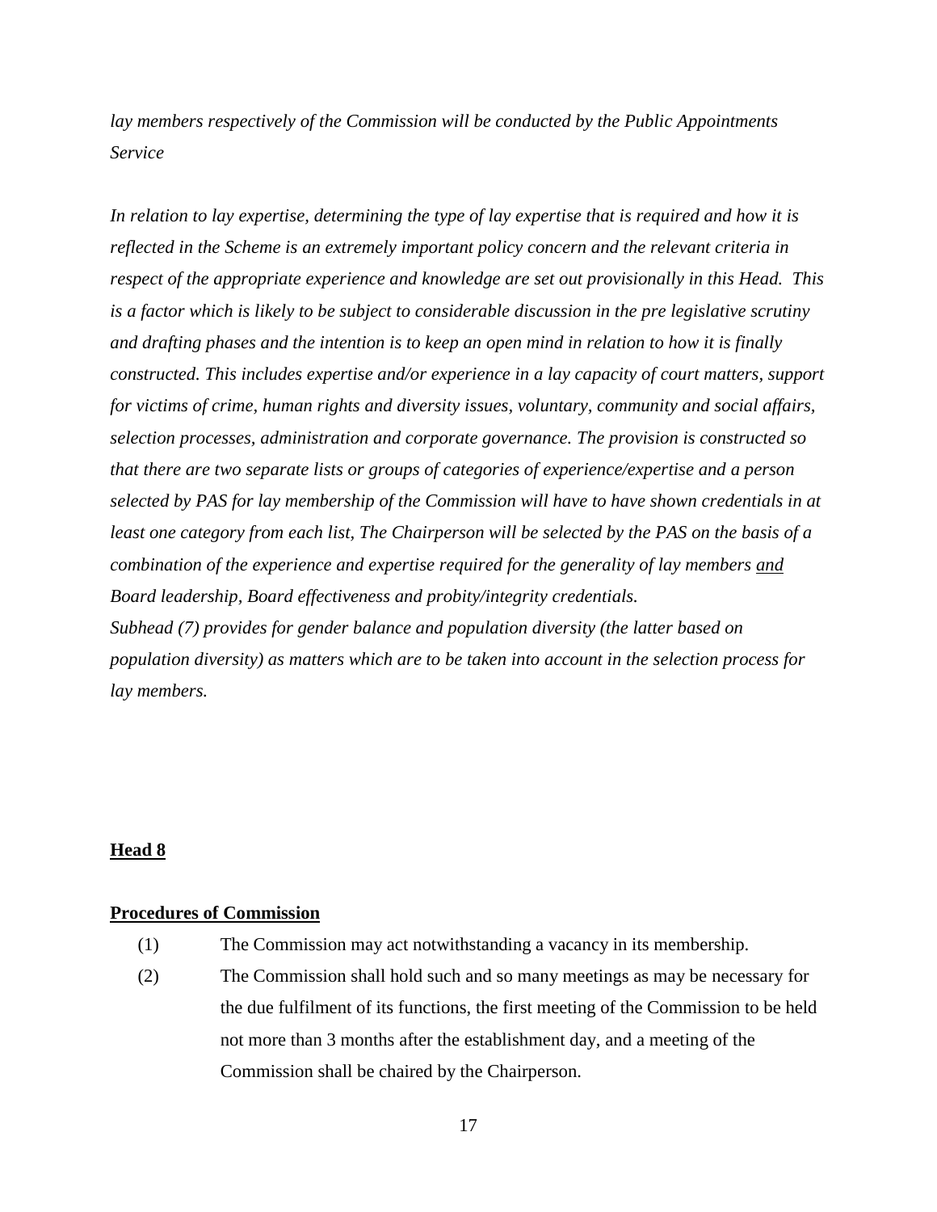*lay members respectively of the Commission will be conducted by the Public Appointments Service*

*In relation to lay expertise, determining the type of lay expertise that is required and how it is reflected in the Scheme is an extremely important policy concern and the relevant criteria in respect of the appropriate experience and knowledge are set out provisionally in this Head. This is a factor which is likely to be subject to considerable discussion in the pre legislative scrutiny and drafting phases and the intention is to keep an open mind in relation to how it is finally constructed. This includes expertise and/or experience in a lay capacity of court matters, support for victims of crime, human rights and diversity issues, voluntary, community and social affairs, selection processes, administration and corporate governance. The provision is constructed so that there are two separate lists or groups of categories of experience/expertise and a person selected by PAS for lay membership of the Commission will have to have shown credentials in at least one category from each list, The Chairperson will be selected by the PAS on the basis of a combination of the experience and expertise required for the generality of lay members <u>and</u> Board leadership, Board effectiveness and probity/integrity credentials.*

*Subhead (7) provides for gender balance and population diversity (the latter based on population diversity) as matters which are to be taken into account in the selection process for lay members.*

**<u>Head 8</u>**

**<u>Procedures of Commission</u>**

(1) The Commission may act notwithstanding a vacancy in its membership.

(2) The Commission shall hold such and so many meetings as may be necessary for the due fulfilment of its functions, the first meeting of the Commission to be held not more than 3 months after the establishment day, and a meeting of the Commission shall be chaired by the Chairperson.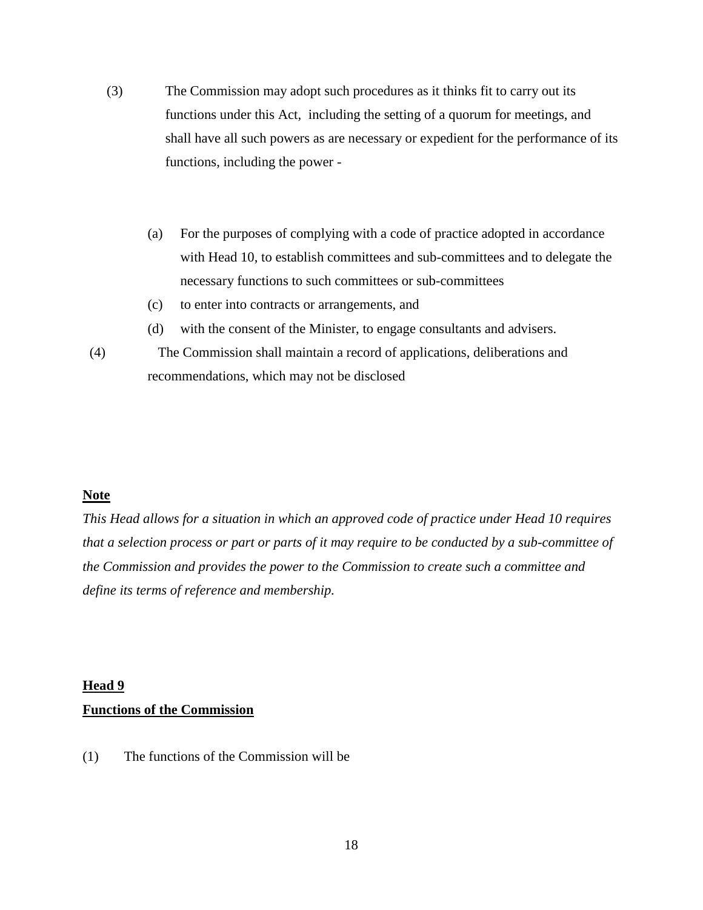(3) The Commission may adopt such procedures as it thinks fit to carry out its functions under this Act, including the setting of a quorum for meetings, and shall have all such powers as are necessary or expedient for the performance of its functions, including the power -

(a) For the purposes of complying with a code of practice adopted in accordance with Head 10, to establish committees and sub-committees and to delegate the necessary functions to such committees or sub-committees

(c) to enter into contracts or arrangements, and

(d) with the consent of the Minister, to engage consultants and advisers.

(4) The Commission shall maintain a record of applications, deliberations and recommendations, which may not be disclosed

**Note**

*This Head allows for a situation in which an approved code of practice under Head 10 requires that a selection process or part or parts of it may require to be conducted by a sub-committee of the Commission and provides the power to the Commission to create such a committee and define its terms of reference and membership.*

**Head 9**

**Functions of the Commission**

(1) The functions of the Commission will be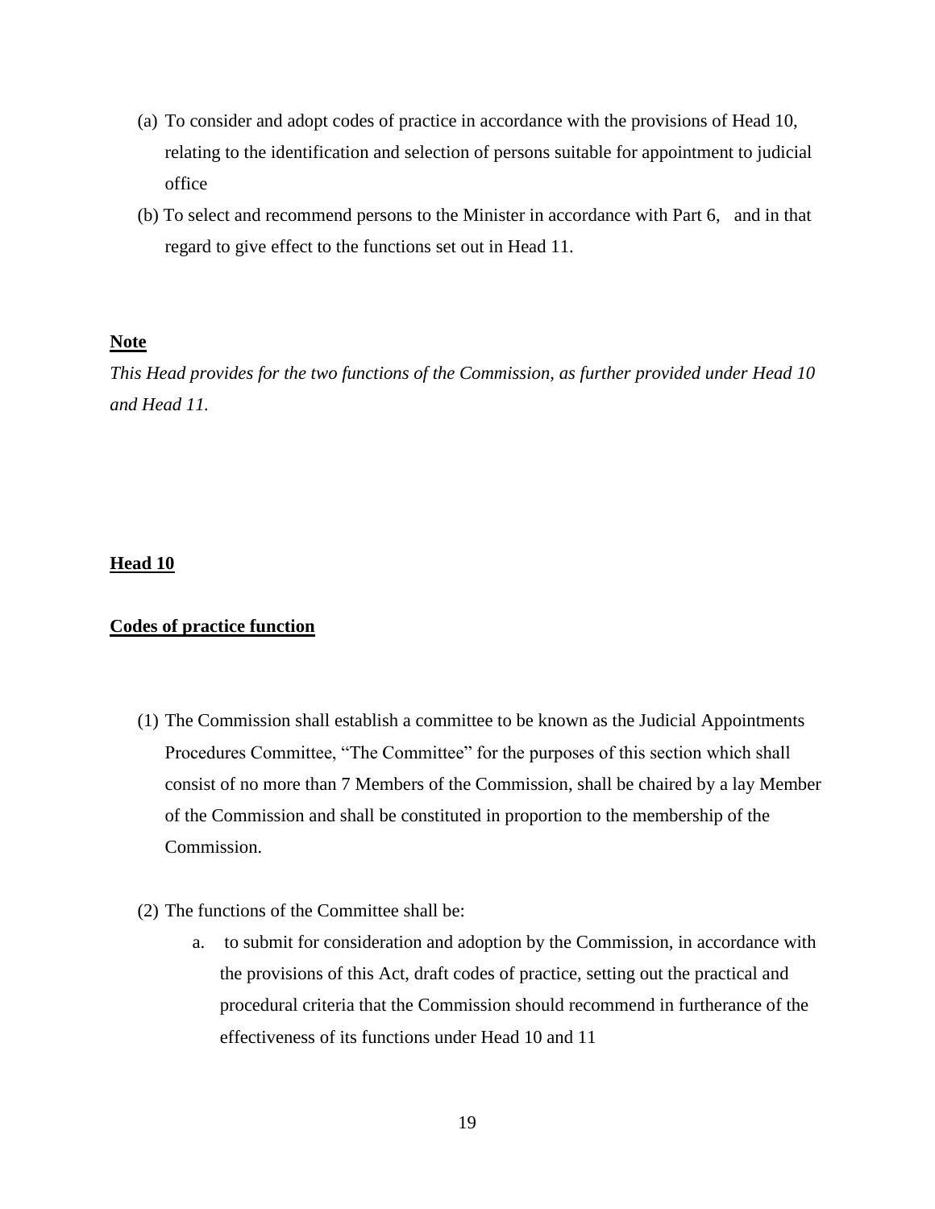(a) To consider and adopt codes of practice in accordance with the provisions of Head 10, relating to the identification and selection of persons suitable for appointment to judicial office

(b) To select and recommend persons to the Minister in accordance with Part 6, and in that regard to give effect to the functions set out in Head 11.

**Note**

*This Head provides for the two functions of the Commission, as further provided under Head 10 and Head 11.*

**Head 10**

**Codes of practice function**

(1) The Commission shall establish a committee to be known as the Judicial Appointments Procedures Committee, "The Committee" for the purposes of this section which shall consist of no more than 7 Members of the Commission, shall be chaired by a lay Member of the Commission and shall be constituted in proportion to the membership of the Commission.

(2) The functions of the Committee shall be:

   a. to submit for consideration and adoption by the Commission, in accordance with the provisions of this Act, draft codes of practice, setting out the practical and procedural criteria that the Commission should recommend in furtherance of the effectiveness of its functions under Head 10 and 11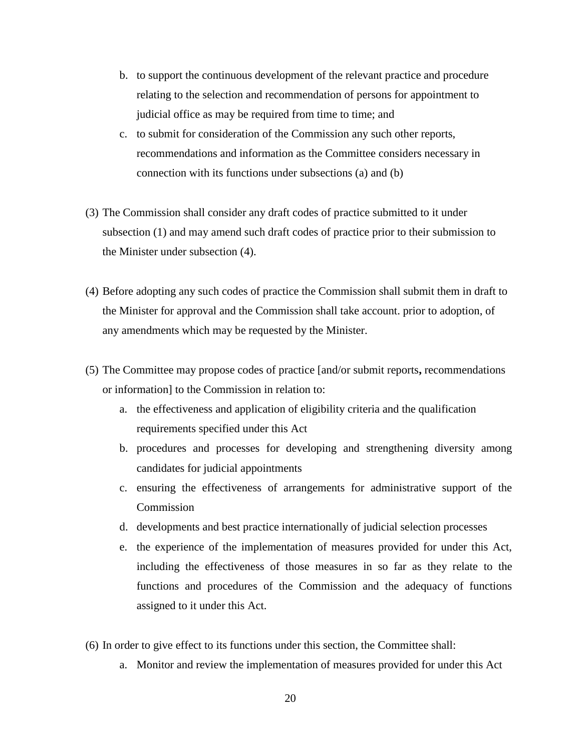b. to support the continuous development of the relevant practice and procedure relating to the selection and recommendation of persons for appointment to judicial office as may be required from time to time; and
c. to submit for consideration of the Commission any such other reports, recommendations and information as the Committee considers necessary in connection with its functions under subsections (a) and (b)

(3) The Commission shall consider any draft codes of practice submitted to it under subsection (1) and may amend such draft codes of practice prior to their submission to the Minister under subsection (4).

(4) Before adopting any such codes of practice the Commission shall submit them in draft to the Minister for approval and the Commission shall take account. prior to adoption, of any amendments which may be requested by the Minister.

(5) The Committee may propose codes of practice [and/or submit reports**,** recommendations or information] to the Commission in relation to:
   a. the effectiveness and application of eligibility criteria and the qualification requirements specified under this Act
   b. procedures and processes for developing and strengthening diversity among candidates for judicial appointments
   c. ensuring the effectiveness of arrangements for administrative support of the Commission
   d. developments and best practice internationally of judicial selection processes
   e. the experience of the implementation of measures provided for under this Act, including the effectiveness of those measures in so far as they relate to the functions and procedures of the Commission and the adequacy of functions assigned to it under this Act.

(6) In order to give effect to its functions under this section, the Committee shall:
   a. Monitor and review the implementation of measures provided for under this Act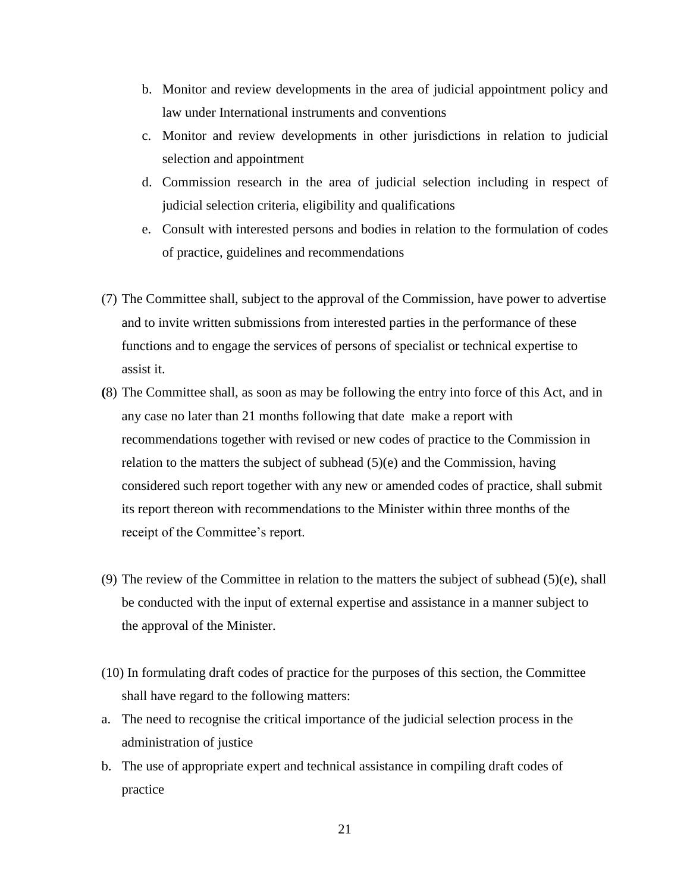b. Monitor and review developments in the area of judicial appointment policy and law under International instruments and conventions

c. Monitor and review developments in other jurisdictions in relation to judicial selection and appointment

d. Commission research in the area of judicial selection including in respect of judicial selection criteria, eligibility and qualifications

e. Consult with interested persons and bodies in relation to the formulation of codes of practice, guidelines and recommendations

(7) The Committee shall, subject to the approval of the Commission, have power to advertise and to invite written submissions from interested parties in the performance of these functions and to engage the services of persons of specialist or technical expertise to assist it.

(8) The Committee shall, as soon as may be following the entry into force of this Act, and in any case no later than 21 months following that date make a report with recommendations together with revised or new codes of practice to the Commission in relation to the matters the subject of subhead (5)(e) and the Commission, having considered such report together with any new or amended codes of practice, shall submit its report thereon with recommendations to the Minister within three months of the receipt of the Committee's report.

(9) The review of the Committee in relation to the matters the subject of subhead (5)(e), shall be conducted with the input of external expertise and assistance in a manner subject to the approval of the Minister.

(10) In formulating draft codes of practice for the purposes of this section, the Committee shall have regard to the following matters:

a. The need to recognise the critical importance of the judicial selection process in the administration of justice

b. The use of appropriate expert and technical assistance in compiling draft codes of practice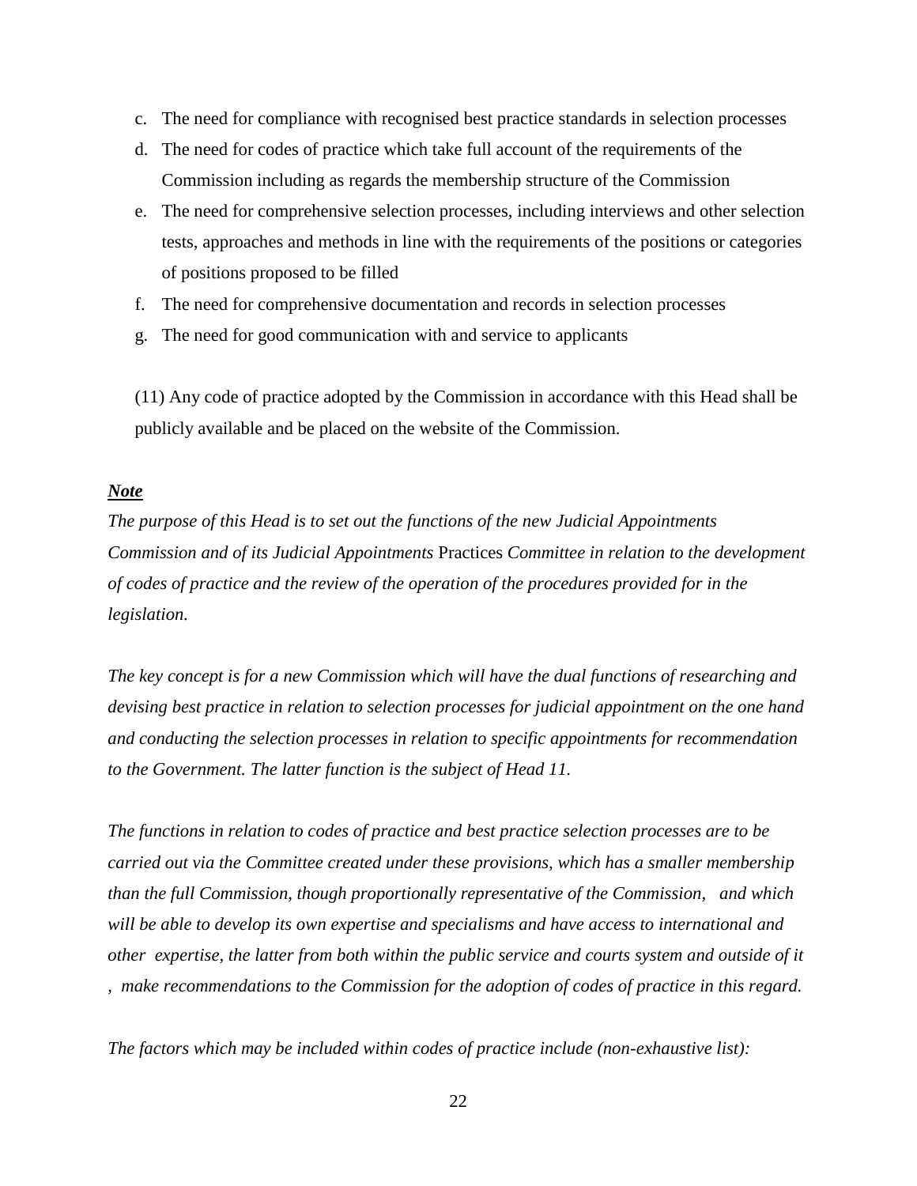c. The need for compliance with recognised best practice standards in selection processes
d. The need for codes of practice which take full account of the requirements of the Commission including as regards the membership structure of the Commission
e. The need for comprehensive selection processes, including interviews and other selection tests, approaches and methods in line with the requirements of the positions or categories of positions proposed to be filled
f. The need for comprehensive documentation and records in selection processes
g. The need for good communication with and service to applicants

(11) Any code of practice adopted by the Commission in accordance with this Head shall be publicly available and be placed on the website of the Commission.

***Note***

*The purpose of this Head is to set out the functions of the new Judicial Appointments Commission and of its Judicial Appointments* Practices *Committee in relation to the development of codes of practice and the review of the operation of the procedures provided for in the legislation.*

*The key concept is for a new Commission which will have the dual functions of researching and devising best practice in relation to selection processes for judicial appointment on the one hand and conducting the selection processes in relation to specific appointments for recommendation to the Government. The latter function is the subject of Head 11.*

*The functions in relation to codes of practice and best practice selection processes are to be carried out via the Committee created under these provisions, which has a smaller membership than the full Commission, though proportionally representative of the Commission, and which will be able to develop its own expertise and specialisms and have access to international and other expertise, the latter from both within the public service and courts system and outside of it , make recommendations to the Commission for the adoption of codes of practice in this regard.*

*The factors which may be included within codes of practice include (non-exhaustive list):*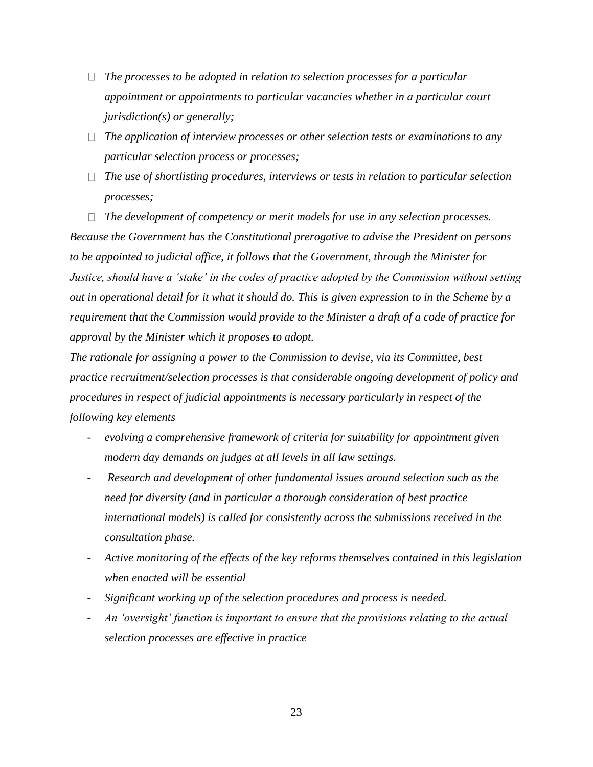- *The processes to be adopted in relation to selection processes for a particular appointment or appointments to particular vacancies whether in a particular court jurisdiction(s) or generally;*
- *The application of interview processes or other selection tests or examinations to any particular selection process or processes;*
- *The use of shortlisting procedures, interviews or tests in relation to particular selection processes;*
- *The development of competency or merit models for use in any selection processes.*

*Because the Government has the Constitutional prerogative to advise the President on persons to be appointed to judicial office, it follows that the Government, through the Minister for Justice, should have a 'stake' in the codes of practice adopted by the Commission without setting out in operational detail for it what it should do. This is given expression to in the Scheme by a requirement that the Commission would provide to the Minister a draft of a code of practice for approval by the Minister which it proposes to adopt.*

*The rationale for assigning a power to the Commission to devise, via its Committee, best practice recruitment/selection processes is that considerable ongoing development of policy and procedures in respect of judicial appointments is necessary particularly in respect of the following key elements*

- *evolving a comprehensive framework of criteria for suitability for appointment given modern day demands on judges at all levels in all law settings.*
- *Research and development of other fundamental issues around selection such as the need for diversity (and in particular a thorough consideration of best practice international models) is called for consistently across the submissions received in the consultation phase.*
- *Active monitoring of the effects of the key reforms themselves contained in this legislation when enacted will be essential*
- *Significant working up of the selection procedures and process is needed.*
- *An 'oversight' function is important to ensure that the provisions relating to the actual selection processes are effective in practice*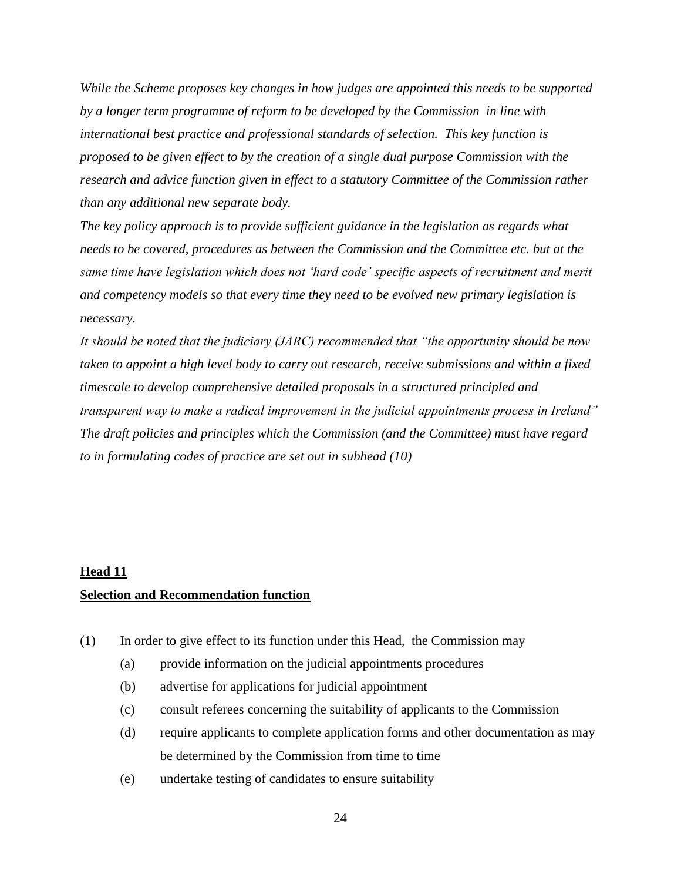*While the Scheme proposes key changes in how judges are appointed this needs to be supported by a longer term programme of reform to be developed by the Commission in line with international best practice and professional standards of selection. This key function is proposed to be given effect to by the creation of a single dual purpose Commission with the research and advice function given in effect to a statutory Committee of the Commission rather than any additional new separate body.*

*The key policy approach is to provide sufficient guidance in the legislation as regards what needs to be covered, procedures as between the Commission and the Committee etc. but at the same time have legislation which does not 'hard code' specific aspects of recruitment and merit and competency models so that every time they need to be evolved new primary legislation is necessary.*

*It should be noted that the judiciary (JARC) recommended that "the opportunity should be now taken to appoint a high level body to carry out research, receive submissions and within a fixed timescale to develop comprehensive detailed proposals in a structured principled and transparent way to make a radical improvement in the judicial appointments process in Ireland"*

*The draft policies and principles which the Commission (and the Committee) must have regard to in formulating codes of practice are set out in subhead (10)*

## Head 11

## Selection and Recommendation function

(1) In order to give effect to its function under this Head, the Commission may

- (a) provide information on the judicial appointments procedures
- (b) advertise for applications for judicial appointment
- (c) consult referees concerning the suitability of applicants to the Commission
- (d) require applicants to complete application forms and other documentation as may be determined by the Commission from time to time
- (e) undertake testing of candidates to ensure suitability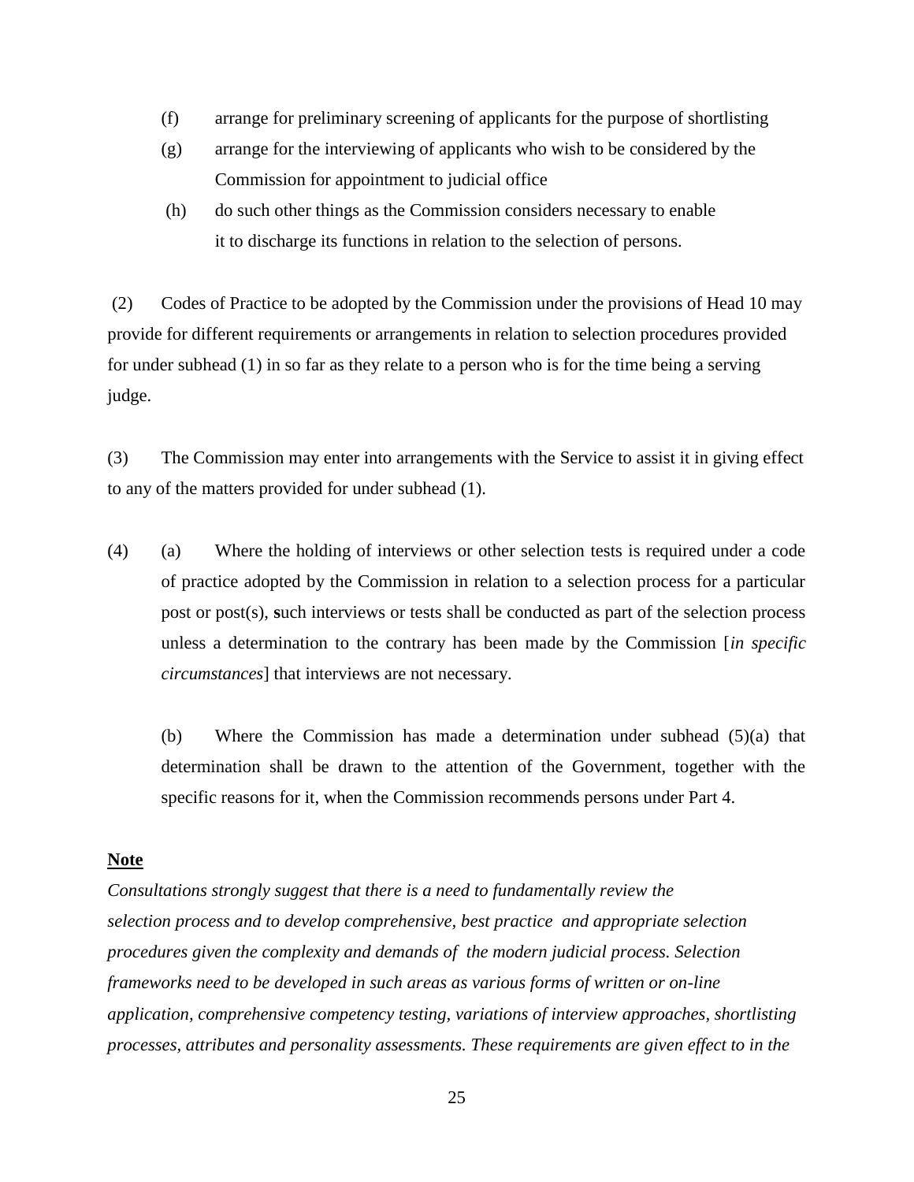(f) arrange for preliminary screening of applicants for the purpose of shortlisting

(g) arrange for the interviewing of applicants who wish to be considered by the Commission for appointment to judicial office

(h) do such other things as the Commission considers necessary to enable it to discharge its functions in relation to the selection of persons.

(2) Codes of Practice to be adopted by the Commission under the provisions of Head 10 may provide for different requirements or arrangements in relation to selection procedures provided for under subhead (1) in so far as they relate to a person who is for the time being a serving judge.

(3) The Commission may enter into arrangements with the Service to assist it in giving effect to any of the matters provided for under subhead (1).

(4) (a) Where the holding of interviews or other selection tests is required under a code of practice adopted by the Commission in relation to a selection process for a particular post or post(s), **s**uch interviews or tests shall be conducted as part of the selection process unless a determination to the contrary has been made by the Commission [*in specific circumstances*] that interviews are not necessary.

(b) Where the Commission has made a determination under subhead (5)(a) that determination shall be drawn to the attention of the Government, together with the specific reasons for it, when the Commission recommends persons under Part 4.

**Note**

*Consultations strongly suggest that there is a need to fundamentally review the selection process and to develop comprehensive, best practice and appropriate selection procedures given the complexity and demands of the modern judicial process. Selection frameworks need to be developed in such areas as various forms of written or on-line application, comprehensive competency testing, variations of interview approaches, shortlisting processes, attributes and personality assessments. These requirements are given effect to in the*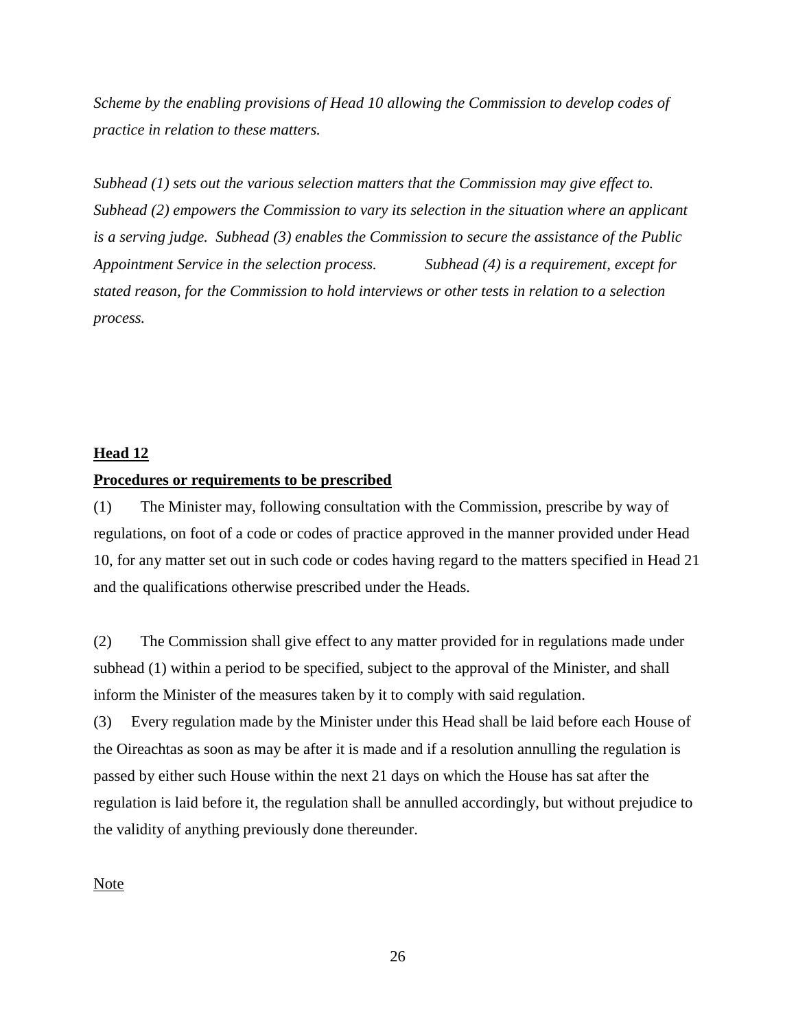*Scheme by the enabling provisions of Head 10 allowing the Commission to develop codes of practice in relation to these matters.*

*Subhead (1) sets out the various selection matters that the Commission may give effect to. Subhead (2) empowers the Commission to vary its selection in the situation where an applicant is a serving judge. Subhead (3) enables the Commission to secure the assistance of the Public Appointment Service in the selection process. Subhead (4) is a requirement, except for stated reason, for the Commission to hold interviews or other tests in relation to a selection process.*

**Head 12**

**Procedures or requirements to be prescribed**

(1) The Minister may, following consultation with the Commission, prescribe by way of regulations, on foot of a code or codes of practice approved in the manner provided under Head 10, for any matter set out in such code or codes having regard to the matters specified in Head 21 and the qualifications otherwise prescribed under the Heads.

(2) The Commission shall give effect to any matter provided for in regulations made under subhead (1) within a period to be specified, subject to the approval of the Minister, and shall inform the Minister of the measures taken by it to comply with said regulation.

(3) Every regulation made by the Minister under this Head shall be laid before each House of the Oireachtas as soon as may be after it is made and if a resolution annulling the regulation is passed by either such House within the next 21 days on which the House has sat after the regulation is laid before it, the regulation shall be annulled accordingly, but without prejudice to the validity of anything previously done thereunder.

Note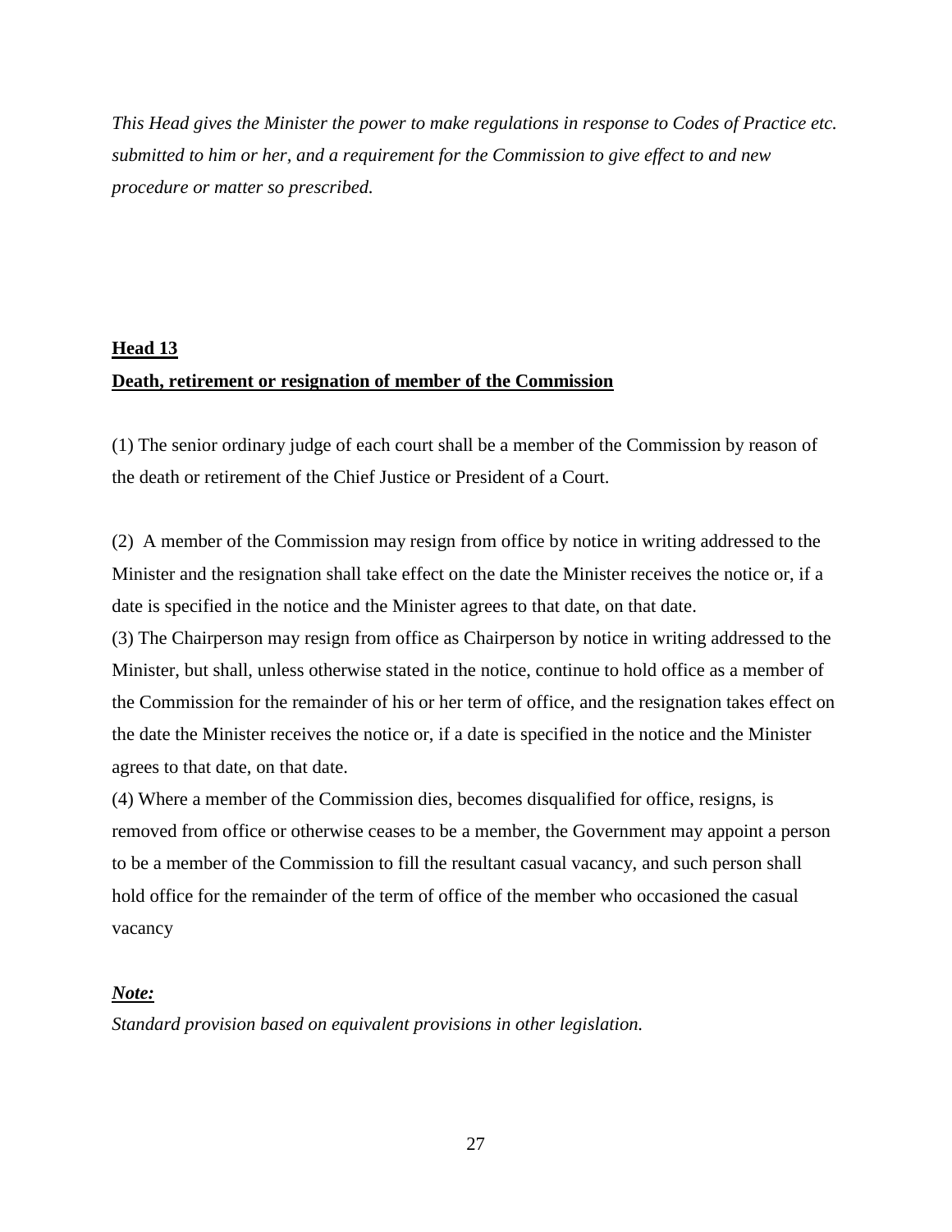*This Head gives the Minister the power to make regulations in response to Codes of Practice etc. submitted to him or her, and a requirement for the Commission to give effect to and new procedure or matter so prescribed.*

**Head 13**

**Death, retirement or resignation of member of the Commission**

(1) The senior ordinary judge of each court shall be a member of the Commission by reason of the death or retirement of the Chief Justice or President of a Court.

(2) A member of the Commission may resign from office by notice in writing addressed to the Minister and the resignation shall take effect on the date the Minister receives the notice or, if a date is specified in the notice and the Minister agrees to that date, on that date.

(3) The Chairperson may resign from office as Chairperson by notice in writing addressed to the Minister, but shall, unless otherwise stated in the notice, continue to hold office as a member of the Commission for the remainder of his or her term of office, and the resignation takes effect on the date the Minister receives the notice or, if a date is specified in the notice and the Minister agrees to that date, on that date.

(4) Where a member of the Commission dies, becomes disqualified for office, resigns, is removed from office or otherwise ceases to be a member, the Government may appoint a person to be a member of the Commission to fill the resultant casual vacancy, and such person shall hold office for the remainder of the term of office of the member who occasioned the casual vacancy

***Note:***

*Standard provision based on equivalent provisions in other legislation.*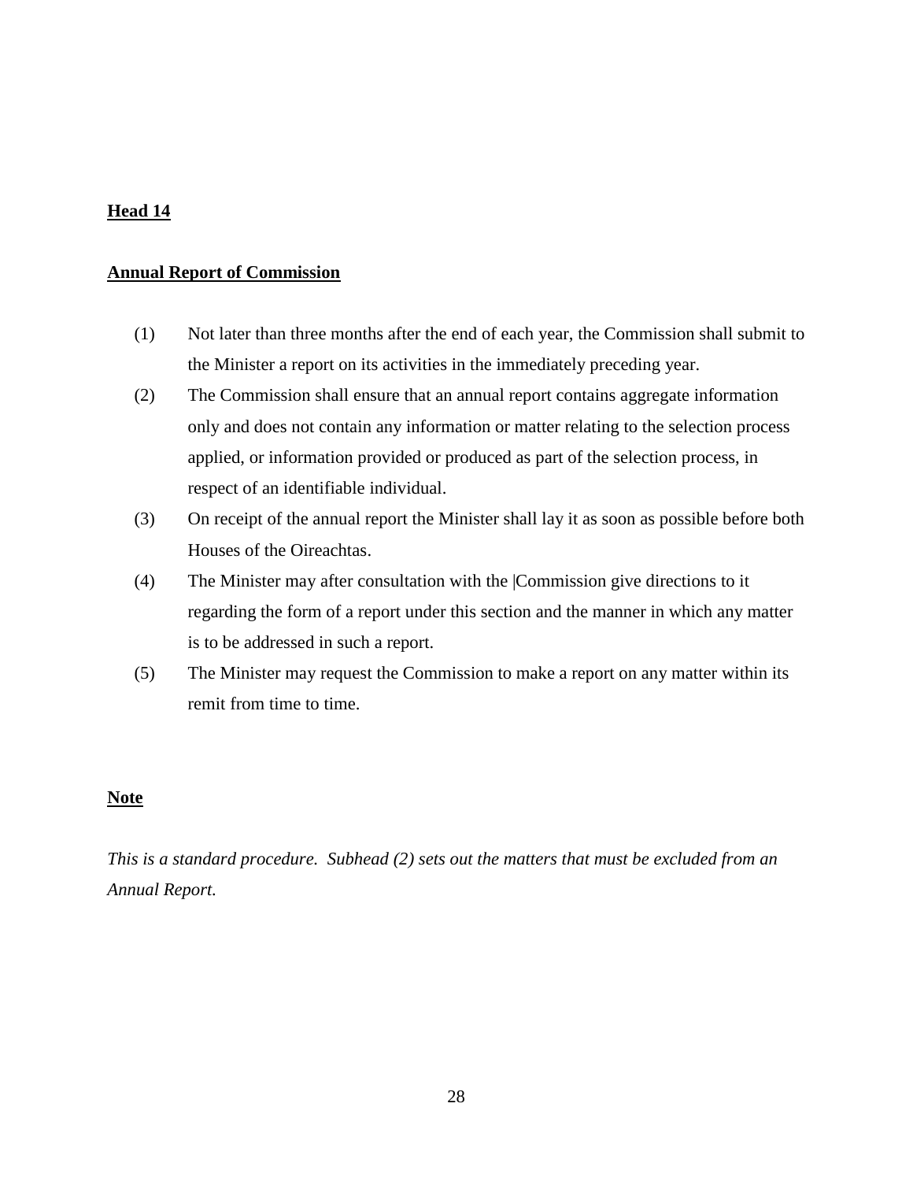**Head 14**

**Annual Report of Commission**

(1) Not later than three months after the end of each year, the Commission shall submit to the Minister a report on its activities in the immediately preceding year.

(2) The Commission shall ensure that an annual report contains aggregate information only and does not contain any information or matter relating to the selection process applied, or information provided or produced as part of the selection process, in respect of an identifiable individual.

(3) On receipt of the annual report the Minister shall lay it as soon as possible before both Houses of the Oireachtas.

(4) The Minister may after consultation with the |Commission give directions to it regarding the form of a report under this section and the manner in which any matter is to be addressed in such a report.

(5) The Minister may request the Commission to make a report on any matter within its remit from time to time.

**Note**

*This is a standard procedure. Subhead (2) sets out the matters that must be excluded from an Annual Report.*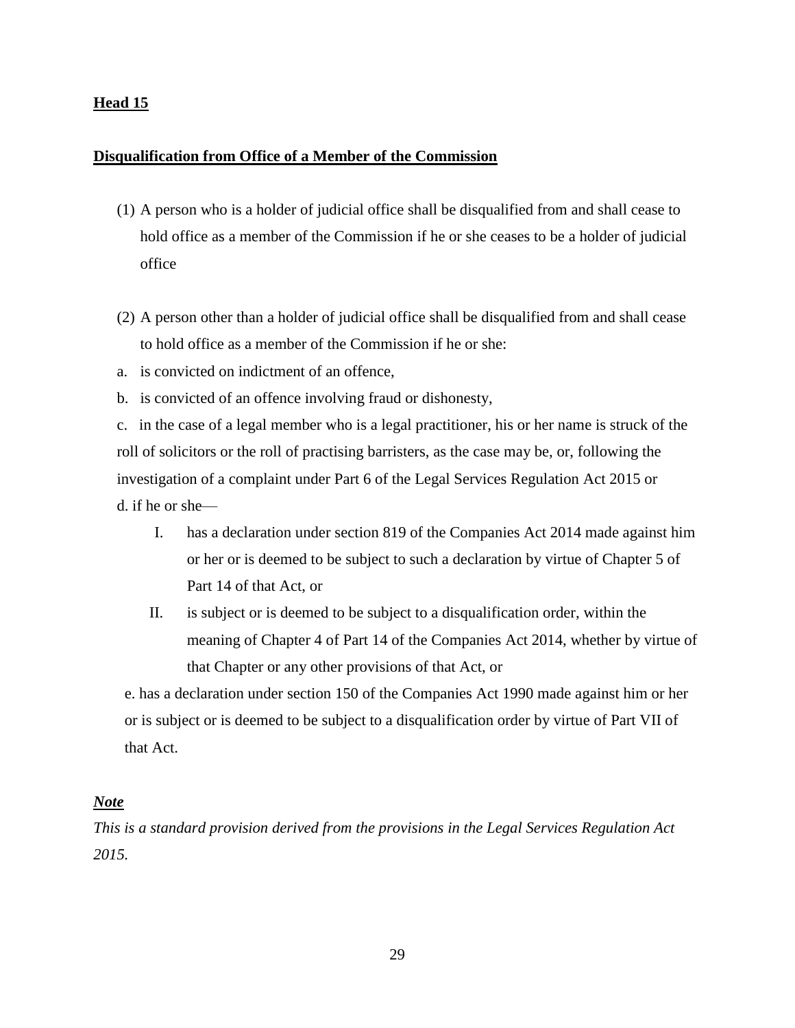**Head 15**

**Disqualification from Office of a Member of the Commission**

(1) A person who is a holder of judicial office shall be disqualified from and shall cease to hold office as a member of the Commission if he or she ceases to be a holder of judicial office

(2) A person other than a holder of judicial office shall be disqualified from and shall cease to hold office as a member of the Commission if he or she:

a. is convicted on indictment of an offence,

b. is convicted of an offence involving fraud or dishonesty,

c. in the case of a legal member who is a legal practitioner, his or her name is struck of the roll of solicitors or the roll of practising barristers, as the case may be, or, following the investigation of a complaint under Part 6 of the Legal Services Regulation Act 2015 or

d. if he or she—

I. has a declaration under section 819 of the Companies Act 2014 made against him or her or is deemed to be subject to such a declaration by virtue of Chapter 5 of Part 14 of that Act, or

II. is subject or is deemed to be subject to a disqualification order, within the meaning of Chapter 4 of Part 14 of the Companies Act 2014, whether by virtue of that Chapter or any other provisions of that Act, or

e. has a declaration under section 150 of the Companies Act 1990 made against him or her or is subject or is deemed to be subject to a disqualification order by virtue of Part VII of that Act.

***Note***

*This is a standard provision derived from the provisions in the Legal Services Regulation Act 2015.*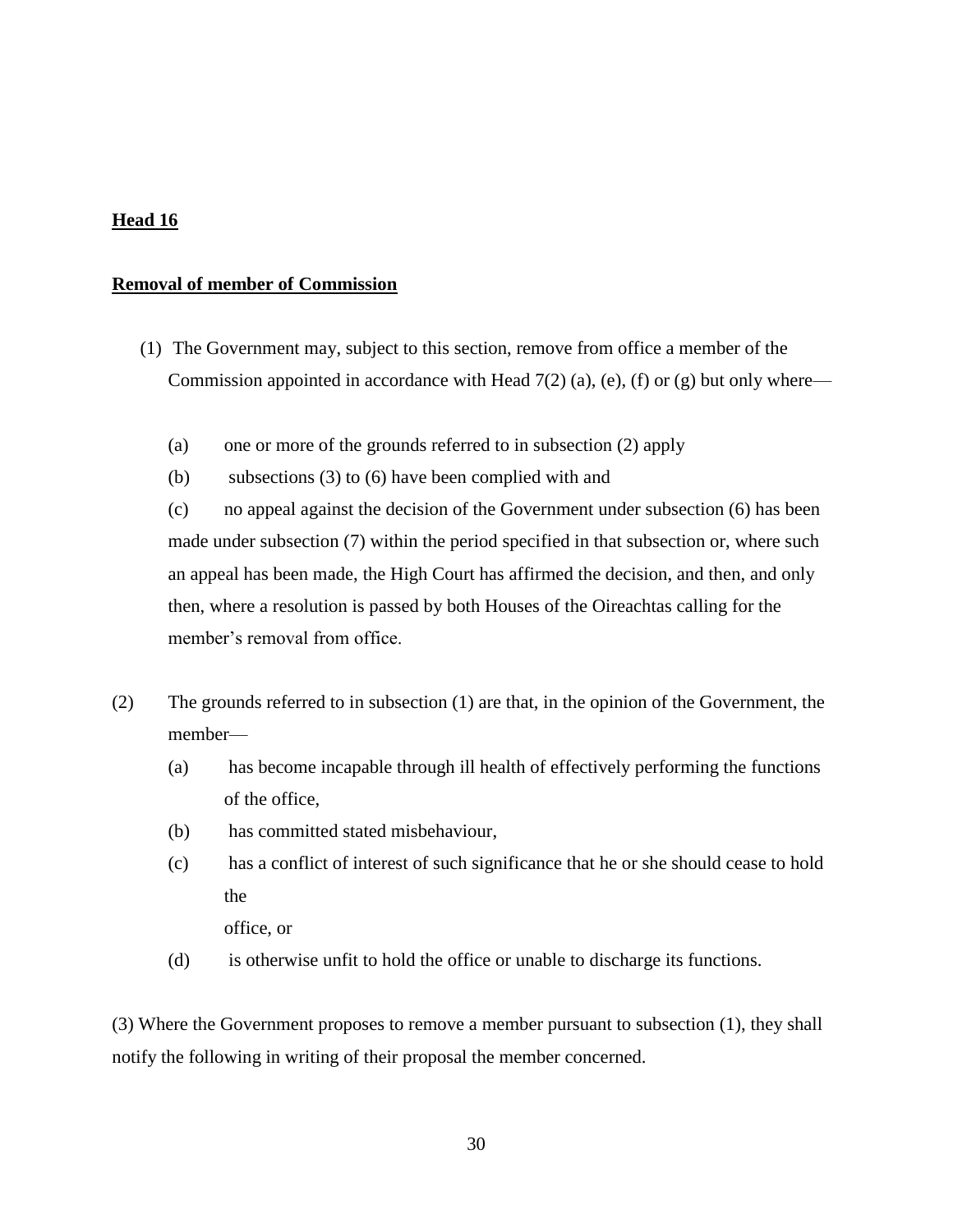**Head 16**

**Removal of member of Commission**

(1) The Government may, subject to this section, remove from office a member of the Commission appointed in accordance with Head 7(2) (a), (e), (f) or (g) but only where—

(a) one or more of the grounds referred to in subsection (2) apply

(b) subsections (3) to (6) have been complied with and

(c) no appeal against the decision of the Government under subsection (6) has been made under subsection (7) within the period specified in that subsection or, where such an appeal has been made, the High Court has affirmed the decision, and then, and only then, where a resolution is passed by both Houses of the Oireachtas calling for the member's removal from office.

(2) The grounds referred to in subsection (1) are that, in the opinion of the Government, the member—

(a) has become incapable through ill health of effectively performing the functions of the office,

(b) has committed stated misbehaviour,

(c) has a conflict of interest of such significance that he or she should cease to hold the office, or

(d) is otherwise unfit to hold the office or unable to discharge its functions.

(3) Where the Government proposes to remove a member pursuant to subsection (1), they shall notify the following in writing of their proposal the member concerned.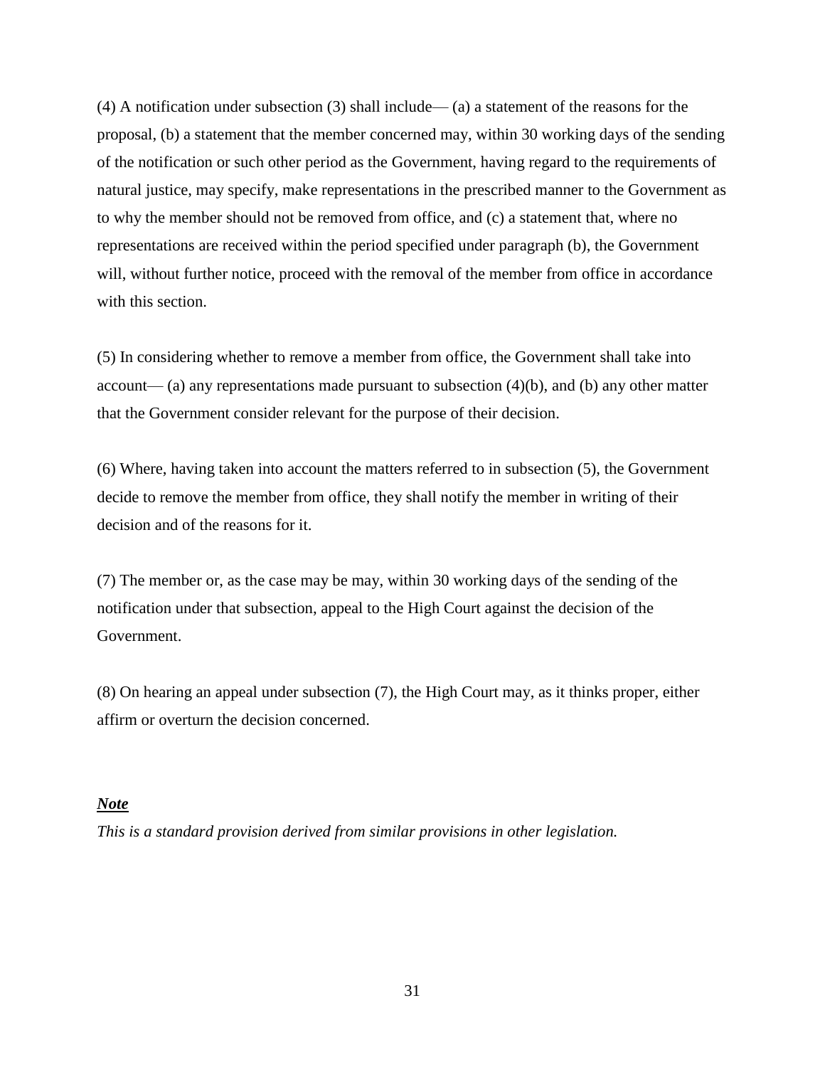(4) A notification under subsection (3) shall include— (a) a statement of the reasons for the proposal, (b) a statement that the member concerned may, within 30 working days of the sending of the notification or such other period as the Government, having regard to the requirements of natural justice, may specify, make representations in the prescribed manner to the Government as to why the member should not be removed from office, and (c) a statement that, where no representations are received within the period specified under paragraph (b), the Government will, without further notice, proceed with the removal of the member from office in accordance with this section.

(5) In considering whether to remove a member from office, the Government shall take into account— (a) any representations made pursuant to subsection (4)(b), and (b) any other matter that the Government consider relevant for the purpose of their decision.

(6) Where, having taken into account the matters referred to in subsection (5), the Government decide to remove the member from office, they shall notify the member in writing of their decision and of the reasons for it.

(7) The member or, as the case may be may, within 30 working days of the sending of the notification under that subsection, appeal to the High Court against the decision of the Government.

(8) On hearing an appeal under subsection (7), the High Court may, as it thinks proper, either affirm or overturn the decision concerned.

***Note***

*This is a standard provision derived from similar provisions in other legislation.*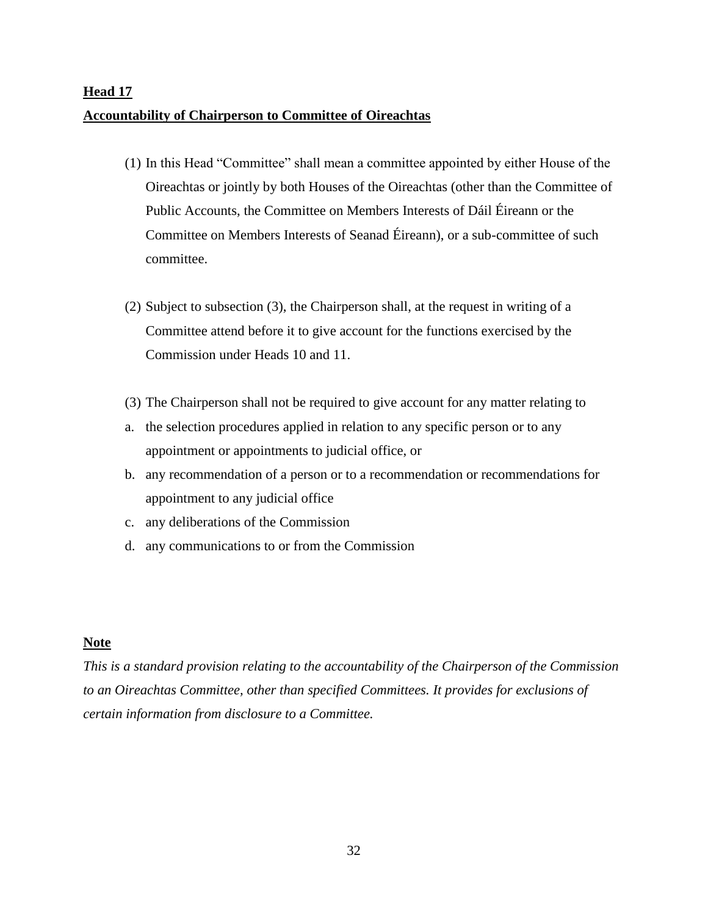**Head 17**

**Accountability of Chairperson to Committee of Oireachtas**

(1) In this Head "Committee" shall mean a committee appointed by either House of the Oireachtas or jointly by both Houses of the Oireachtas (other than the Committee of Public Accounts, the Committee on Members Interests of Dáil Éireann or the Committee on Members Interests of Seanad Éireann), or a sub-committee of such committee.

(2) Subject to subsection (3), the Chairperson shall, at the request in writing of a Committee attend before it to give account for the functions exercised by the Commission under Heads 10 and 11.

(3) The Chairperson shall not be required to give account for any matter relating to

a. the selection procedures applied in relation to any specific person or to any appointment or appointments to judicial office, or
b. any recommendation of a person or to a recommendation or recommendations for appointment to any judicial office
c. any deliberations of the Commission
d. any communications to or from the Commission

**Note**

*This is a standard provision relating to the accountability of the Chairperson of the Commission to an Oireachtas Committee, other than specified Committees. It provides for exclusions of certain information from disclosure to a Committee.*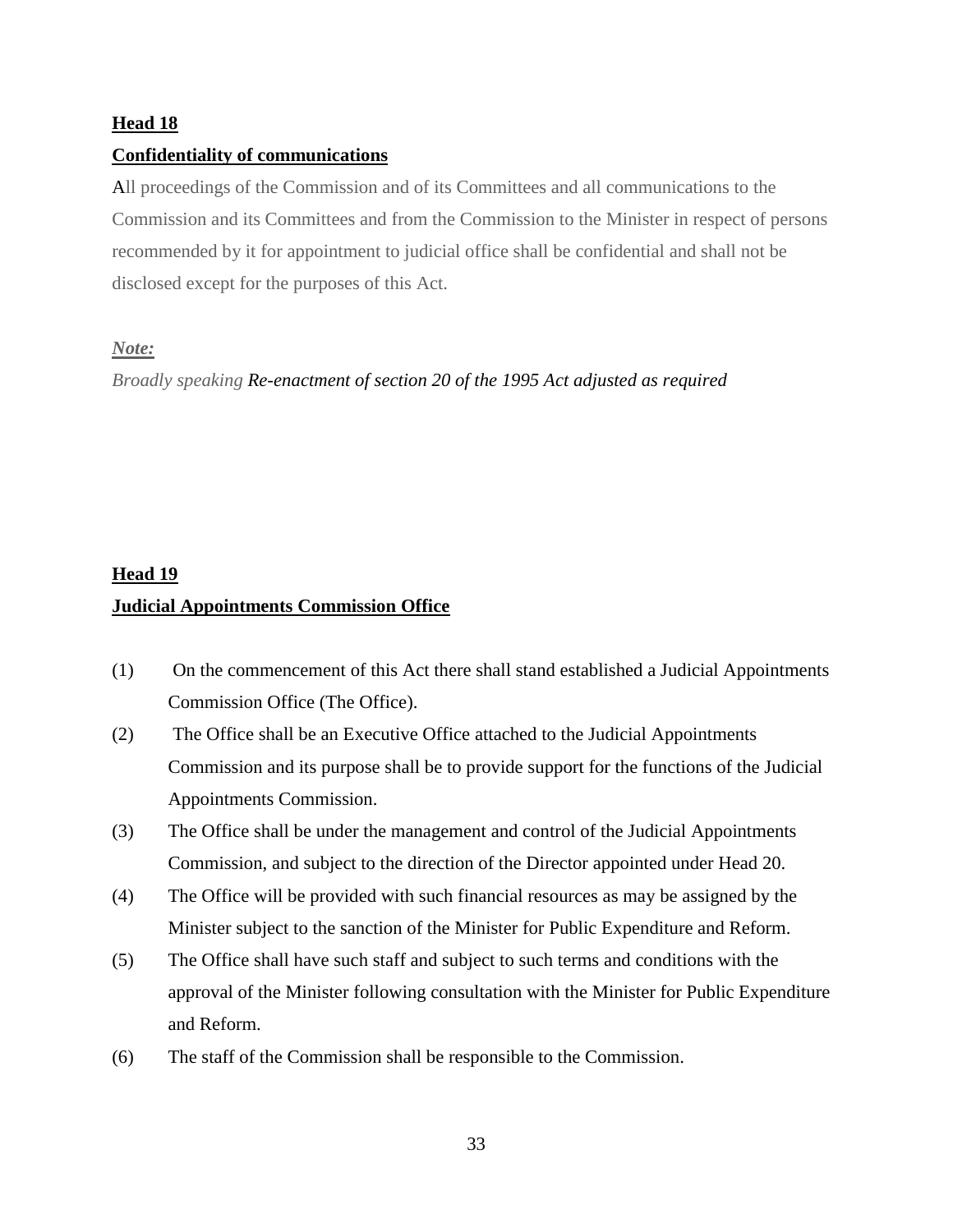**Head 18**

**Confidentiality of communications**

All proceedings of the Commission and of its Committees and all communications to the Commission and its Committees and from the Commission to the Minister in respect of persons recommended by it for appointment to judicial office shall be confidential and shall not be disclosed except for the purposes of this Act.

***Note:***

*Broadly speaking **Re-enactment of section 20 of the 1995 Act adjusted as required***

**Head 19**

**Judicial Appointments Commission Office**

(1) On the commencement of this Act there shall stand established a Judicial Appointments Commission Office (The Office).

(2) The Office shall be an Executive Office attached to the Judicial Appointments Commission and its purpose shall be to provide support for the functions of the Judicial Appointments Commission.

(3) The Office shall be under the management and control of the Judicial Appointments Commission, and subject to the direction of the Director appointed under Head 20.

(4) The Office will be provided with such financial resources as may be assigned by the Minister subject to the sanction of the Minister for Public Expenditure and Reform.

(5) The Office shall have such staff and subject to such terms and conditions with the approval of the Minister following consultation with the Minister for Public Expenditure and Reform.

(6) The staff of the Commission shall be responsible to the Commission.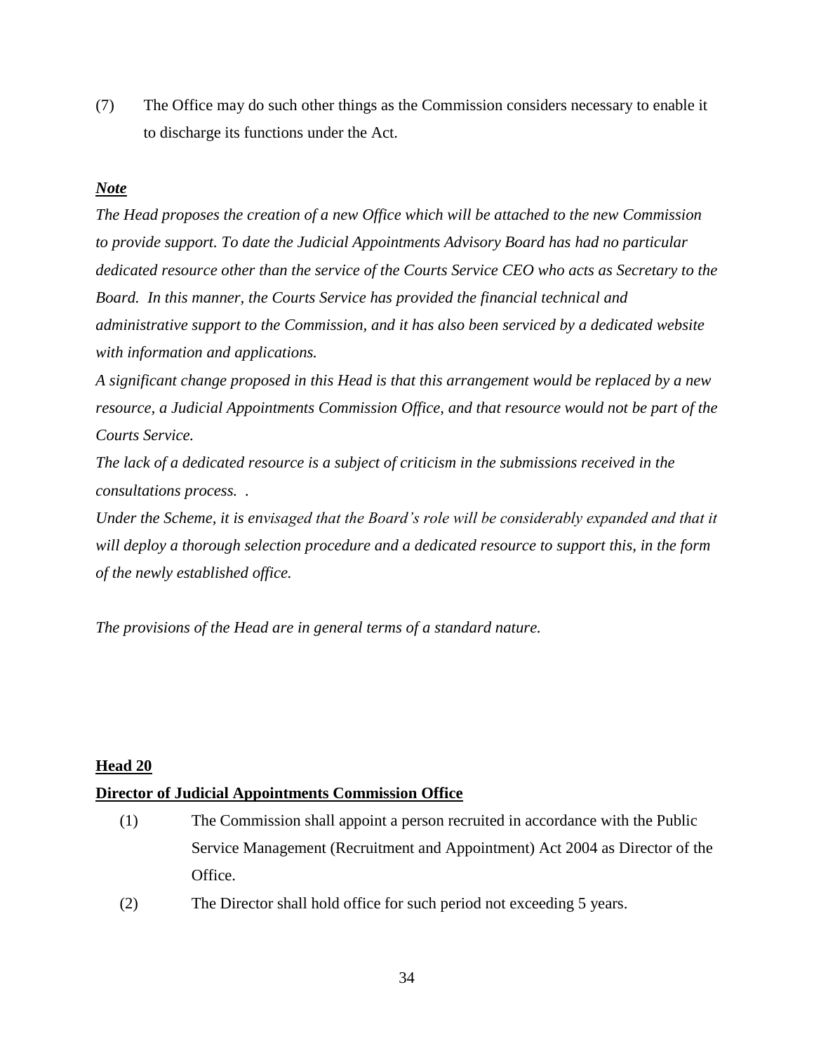(7) The Office may do such other things as the Commission considers necessary to enable it to discharge its functions under the Act.

***Note***

*The Head proposes the creation of a new Office which will be attached to the new Commission to provide support. To date the Judicial Appointments Advisory Board has had no particular dedicated resource other than the service of the Courts Service CEO who acts as Secretary to the Board. In this manner, the Courts Service has provided the financial technical and administrative support to the Commission, and it has also been serviced by a dedicated website with information and applications.*

*A significant change proposed in this Head is that this arrangement would be replaced by a new resource, a Judicial Appointments Commission Office, and that resource would not be part of the Courts Service.*

*The lack of a dedicated resource is a subject of criticism in the submissions received in the consultations process. .*

*Under the Scheme, it is envisaged that the Board's role will be considerably expanded and that it will deploy a thorough selection procedure and a dedicated resource to support this, in the form of the newly established office.*

*The provisions of the Head are in general terms of a standard nature.*

**Head 20**

**Director of Judicial Appointments Commission Office**

(1) The Commission shall appoint a person recruited in accordance with the Public Service Management (Recruitment and Appointment) Act 2004 as Director of the Office.

(2) The Director shall hold office for such period not exceeding 5 years.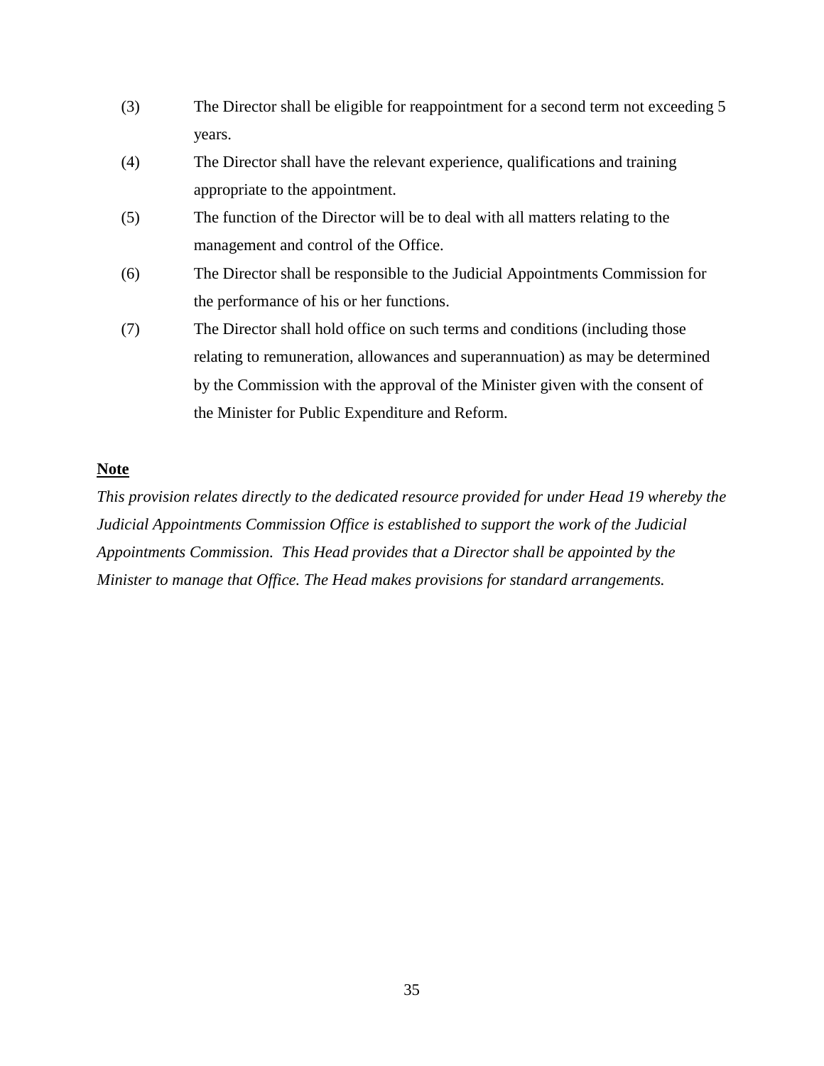(3) The Director shall be eligible for reappointment for a second term not exceeding 5 years.

(4) The Director shall have the relevant experience, qualifications and training appropriate to the appointment.

(5) The function of the Director will be to deal with all matters relating to the management and control of the Office.

(6) The Director shall be responsible to the Judicial Appointments Commission for the performance of his or her functions.

(7) The Director shall hold office on such terms and conditions (including those relating to remuneration, allowances and superannuation) as may be determined by the Commission with the approval of the Minister given with the consent of the Minister for Public Expenditure and Reform.

**Note**

*This provision relates directly to the dedicated resource provided for under Head 19 whereby the Judicial Appointments Commission Office is established to support the work of the Judicial Appointments Commission. This Head provides that a Director shall be appointed by the Minister to manage that Office. The Head makes provisions for standard arrangements.*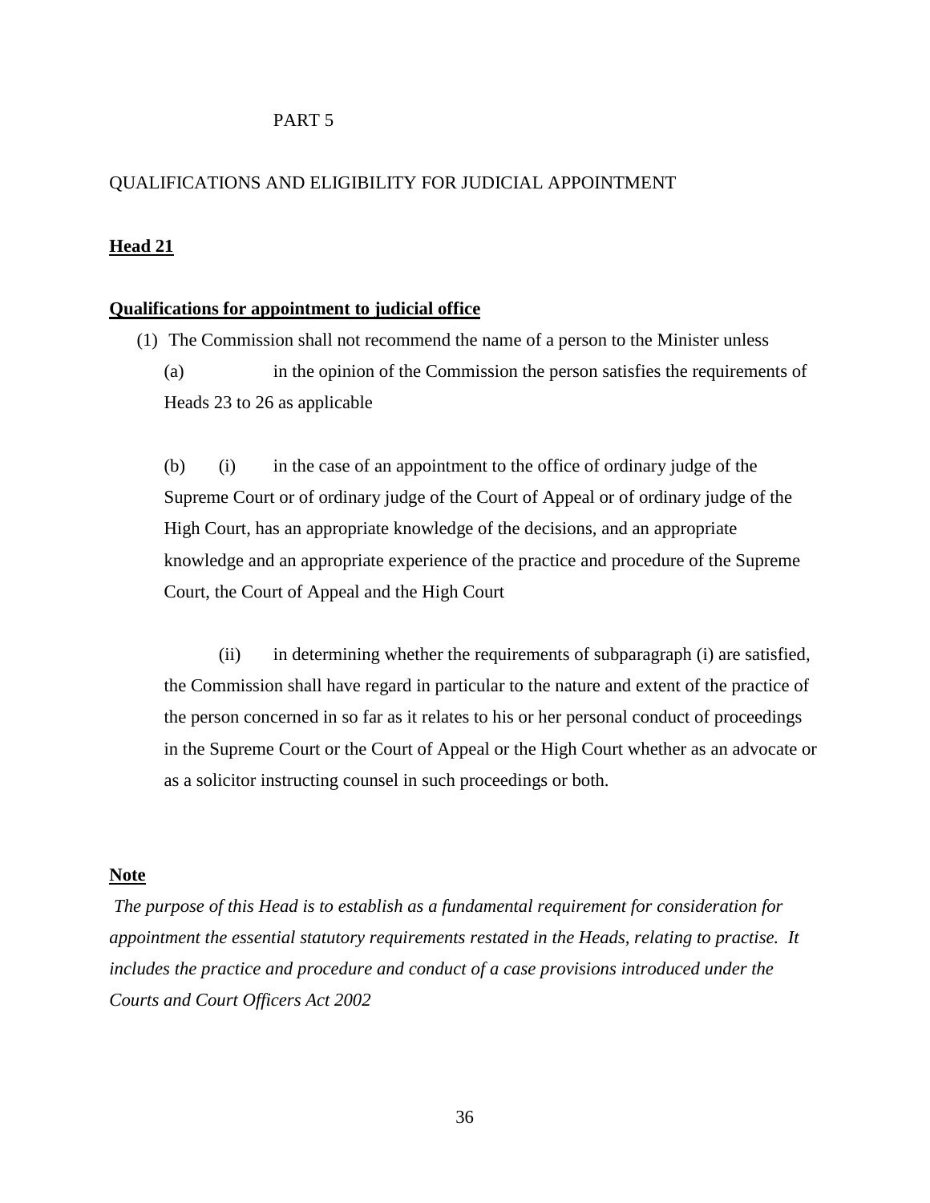# PART 5

## QUALIFICATIONS AND ELIGIBILITY FOR JUDICIAL APPOINTMENT

### Head 21

**Qualifications for appointment to judicial office**

(1) The Commission shall not recommend the name of a person to the Minister unless

(a) in the opinion of the Commission the person satisfies the requirements of Heads 23 to 26 as applicable

(b) (i) in the case of an appointment to the office of ordinary judge of the Supreme Court or of ordinary judge of the Court of Appeal or of ordinary judge of the High Court, has an appropriate knowledge of the decisions, and an appropriate knowledge and an appropriate experience of the practice and procedure of the Supreme Court, the Court of Appeal and the High Court

(ii) in determining whether the requirements of subparagraph (i) are satisfied, the Commission shall have regard in particular to the nature and extent of the practice of the person concerned in so far as it relates to his or her personal conduct of proceedings in the Supreme Court or the Court of Appeal or the High Court whether as an advocate or as a solicitor instructing counsel in such proceedings or both.

**Note**

*The purpose of this Head is to establish as a fundamental requirement for consideration for appointment the essential statutory requirements restated in the Heads, relating to practise. It includes the practice and procedure and conduct of a case provisions introduced under the Courts and Court Officers Act 2002*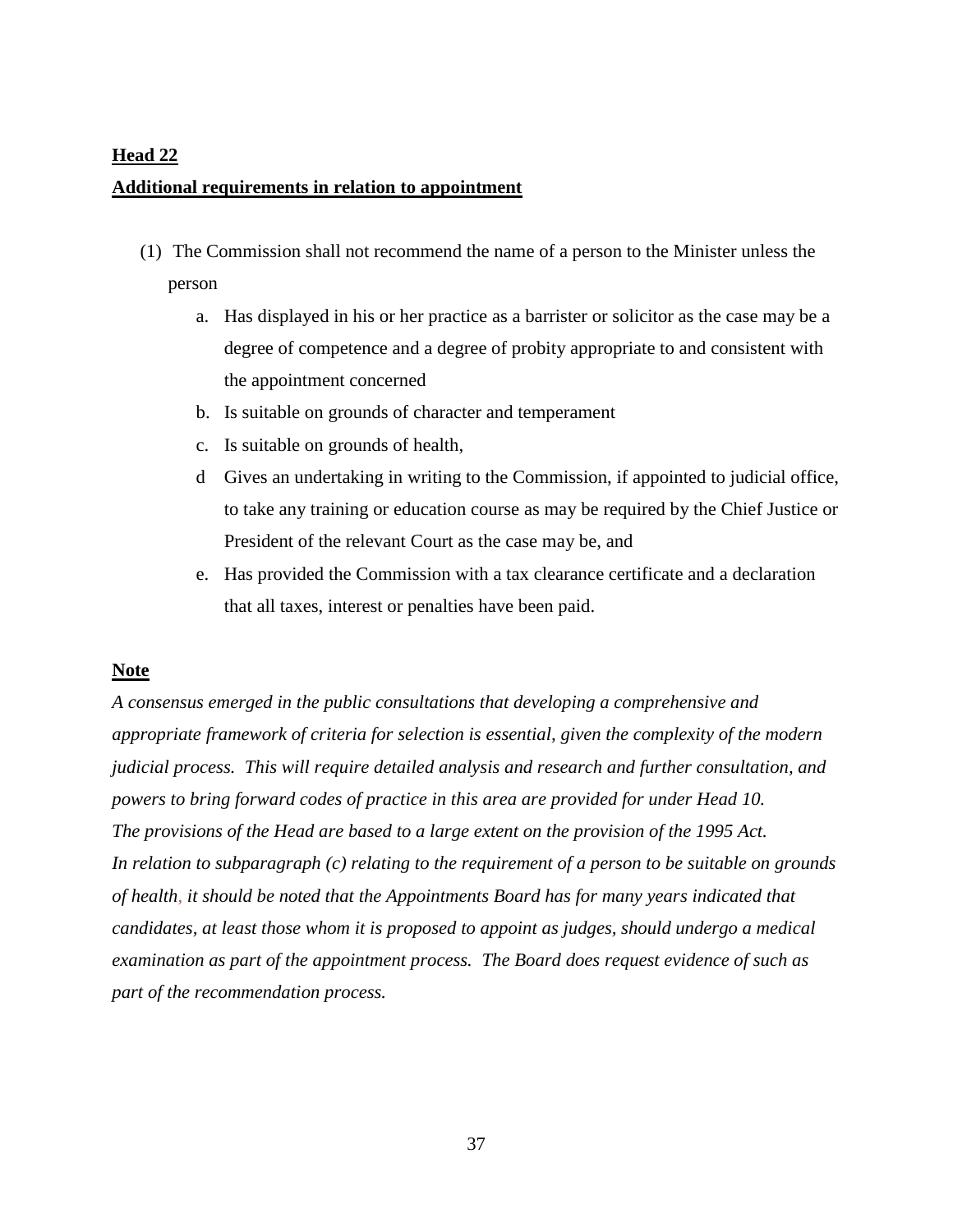**Head 22**

**Additional requirements in relation to appointment**

(1) The Commission shall not recommend the name of a person to the Minister unless the person

a. Has displayed in his or her practice as a barrister or solicitor as the case may be a degree of competence and a degree of probity appropriate to and consistent with the appointment concerned

b. Is suitable on grounds of character and temperament

c. Is suitable on grounds of health,

d Gives an undertaking in writing to the Commission, if appointed to judicial office, to take any training or education course as may be required by the Chief Justice or President of the relevant Court as the case may be, and

e. Has provided the Commission with a tax clearance certificate and a declaration that all taxes, interest or penalties have been paid.

**Note**

*A consensus emerged in the public consultations that developing a comprehensive and appropriate framework of criteria for selection is essential, given the complexity of the modern judicial process. This will require detailed analysis and research and further consultation, and powers to bring forward codes of practice in this area are provided for under Head 10.*
*The provisions of the Head are based to a large extent on the provision of the 1995 Act.*
*In relation to subparagraph (c) relating to the requirement of a person to be suitable on grounds of health, it should be noted that the Appointments Board has for many years indicated that candidates, at least those whom it is proposed to appoint as judges, should undergo a medical examination as part of the appointment process. The Board does request evidence of such as part of the recommendation process.*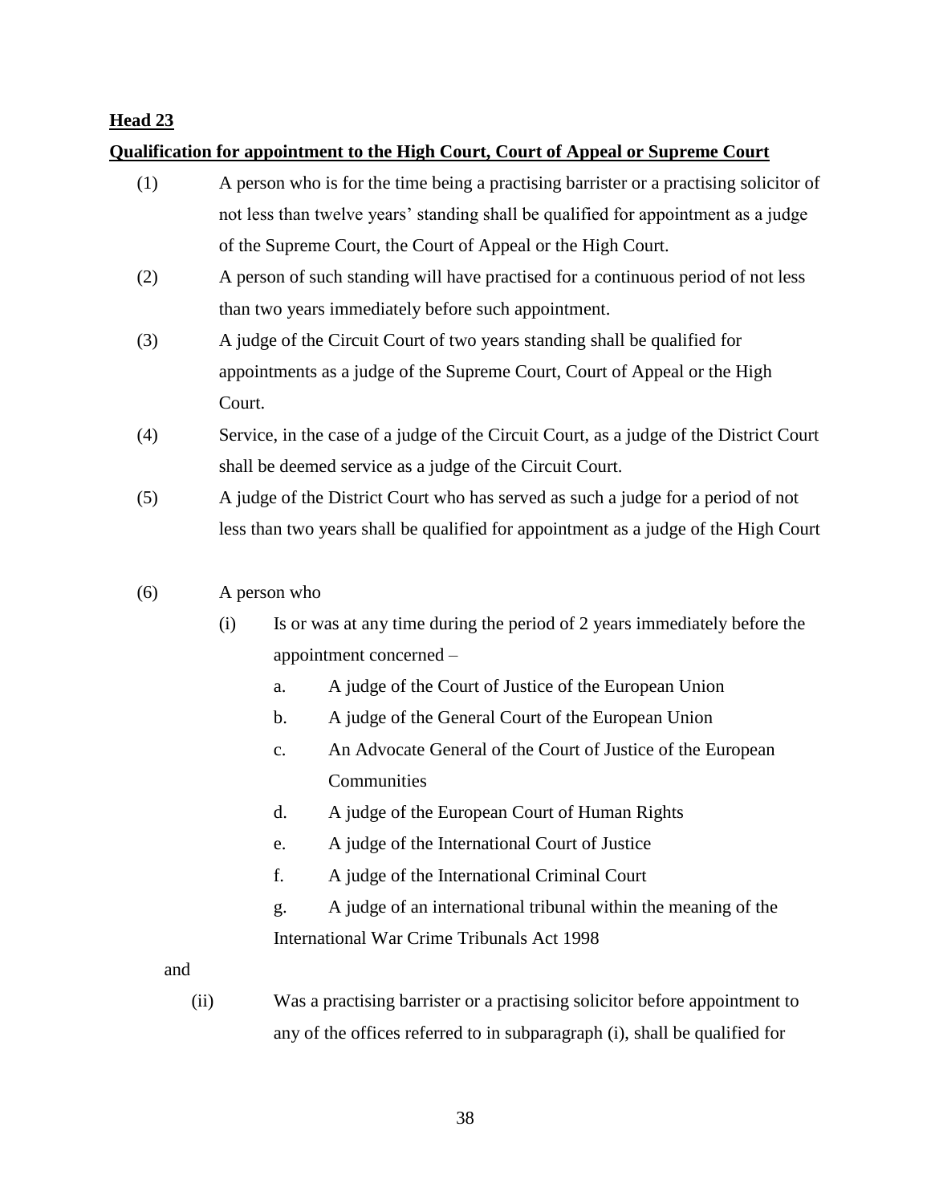**Head 23**

**Qualification for appointment to the High Court, Court of Appeal or Supreme Court**

(1) A person who is for the time being a practising barrister or a practising solicitor of not less than twelve years' standing shall be qualified for appointment as a judge of the Supreme Court, the Court of Appeal or the High Court.

(2) A person of such standing will have practised for a continuous period of not less than two years immediately before such appointment.

(3) A judge of the Circuit Court of two years standing shall be qualified for appointments as a judge of the Supreme Court, Court of Appeal or the High Court.

(4) Service, in the case of a judge of the Circuit Court, as a judge of the District Court shall be deemed service as a judge of the Circuit Court.

(5) A judge of the District Court who has served as such a judge for a period of not less than two years shall be qualified for appointment as a judge of the High Court

(6) A person who

(i) Is or was at any time during the period of 2 years immediately before the appointment concerned –

a. A judge of the Court of Justice of the European Union

b. A judge of the General Court of the European Union

c. An Advocate General of the Court of Justice of the European Communities

d. A judge of the European Court of Human Rights

e. A judge of the International Court of Justice

f. A judge of the International Criminal Court

g. A judge of an international tribunal within the meaning of the International War Crime Tribunals Act 1998

and

(ii) Was a practising barrister or a practising solicitor before appointment to any of the offices referred to in subparagraph (i), shall be qualified for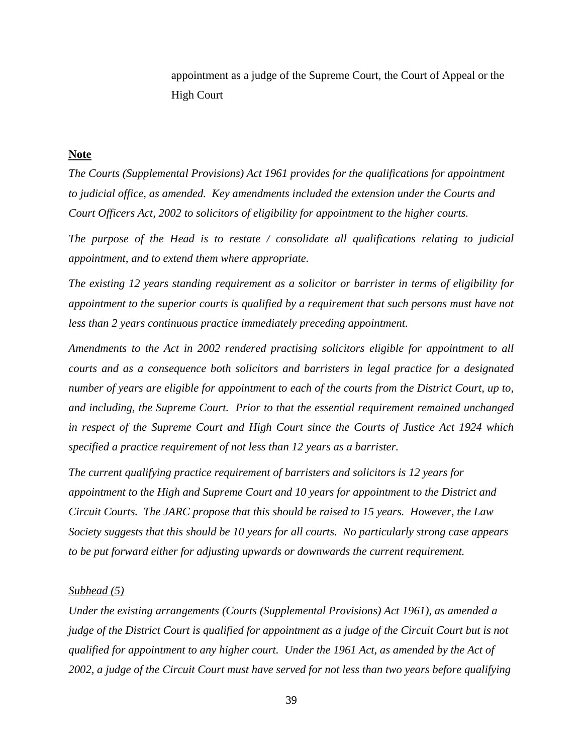appointment as a judge of the Supreme Court, the Court of Appeal or the High Court

**<u>Note</u>**

*The Courts (Supplemental Provisions) Act 1961 provides for the qualifications for appointment to judicial office, as amended. Key amendments included the extension under the Courts and Court Officers Act, 2002 to solicitors of eligibility for appointment to the higher courts.*

*The purpose of the Head is to restate / consolidate all qualifications relating to judicial appointment, and to extend them where appropriate.*

*The existing 12 years standing requirement as a solicitor or barrister in terms of eligibility for appointment to the superior courts is qualified by a requirement that such persons must have not less than 2 years continuous practice immediately preceding appointment.*

*Amendments to the Act in 2002 rendered practising solicitors eligible for appointment to all courts and as a consequence both solicitors and barristers in legal practice for a designated number of years are eligible for appointment to each of the courts from the District Court, up to, and including, the Supreme Court. Prior to that the essential requirement remained unchanged in respect of the Supreme Court and High Court since the Courts of Justice Act 1924 which specified a practice requirement of not less than 12 years as a barrister.*

*The current qualifying practice requirement of barristers and solicitors is 12 years for appointment to the High and Supreme Court and 10 years for appointment to the District and Circuit Courts. The JARC propose that this should be raised to 15 years. However, the Law Society suggests that this should be 10 years for all courts. No particularly strong case appears to be put forward either for adjusting upwards or downwards the current requirement.*

*<u>Subhead (5)</u>*

*Under the existing arrangements (Courts (Supplemental Provisions) Act 1961), as amended a judge of the District Court is qualified for appointment as a judge of the Circuit Court but is not qualified for appointment to any higher court. Under the 1961 Act, as amended by the Act of 2002, a judge of the Circuit Court must have served for not less than two years before qualifying*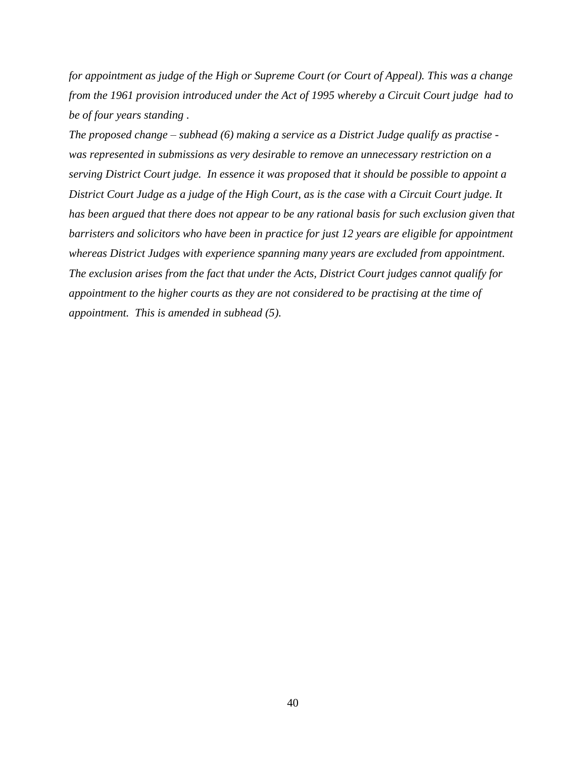*for appointment as judge of the High or Supreme Court (or Court of Appeal). This was a change from the 1961 provision introduced under the Act of 1995 whereby a Circuit Court judge had to be of four years standing .*

*The proposed change – subhead (6) making a service as a District Judge qualify as practise - was represented in submissions as very desirable to remove an unnecessary restriction on a serving District Court judge. In essence it was proposed that it should be possible to appoint a District Court Judge as a judge of the High Court, as is the case with a Circuit Court judge. It has been argued that there does not appear to be any rational basis for such exclusion given that barristers and solicitors who have been in practice for just 12 years are eligible for appointment whereas District Judges with experience spanning many years are excluded from appointment. The exclusion arises from the fact that under the Acts, District Court judges cannot qualify for appointment to the higher courts as they are not considered to be practising at the time of appointment. This is amended in subhead (5).*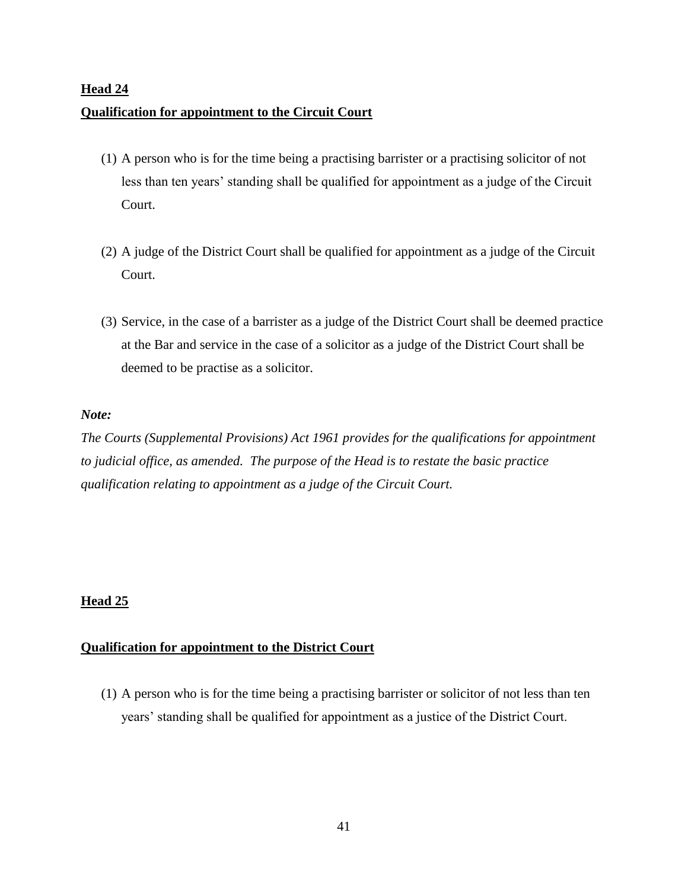## Head 24

## Qualification for appointment to the Circuit Court

(1) A person who is for the time being a practising barrister or a practising solicitor of not less than ten years' standing shall be qualified for appointment as a judge of the Circuit Court.

(2) A judge of the District Court shall be qualified for appointment as a judge of the Circuit Court.

(3) Service, in the case of a barrister as a judge of the District Court shall be deemed practice at the Bar and service in the case of a solicitor as a judge of the District Court shall be deemed to be practise as a solicitor.

***Note:***

*The Courts (Supplemental Provisions) Act 1961 provides for the qualifications for appointment to judicial office, as amended. The purpose of the Head is to restate the basic practice qualification relating to appointment as a judge of the Circuit Court.*

## Head 25

## Qualification for appointment to the District Court

(1) A person who is for the time being a practising barrister or solicitor of not less than ten years' standing shall be qualified for appointment as a justice of the District Court.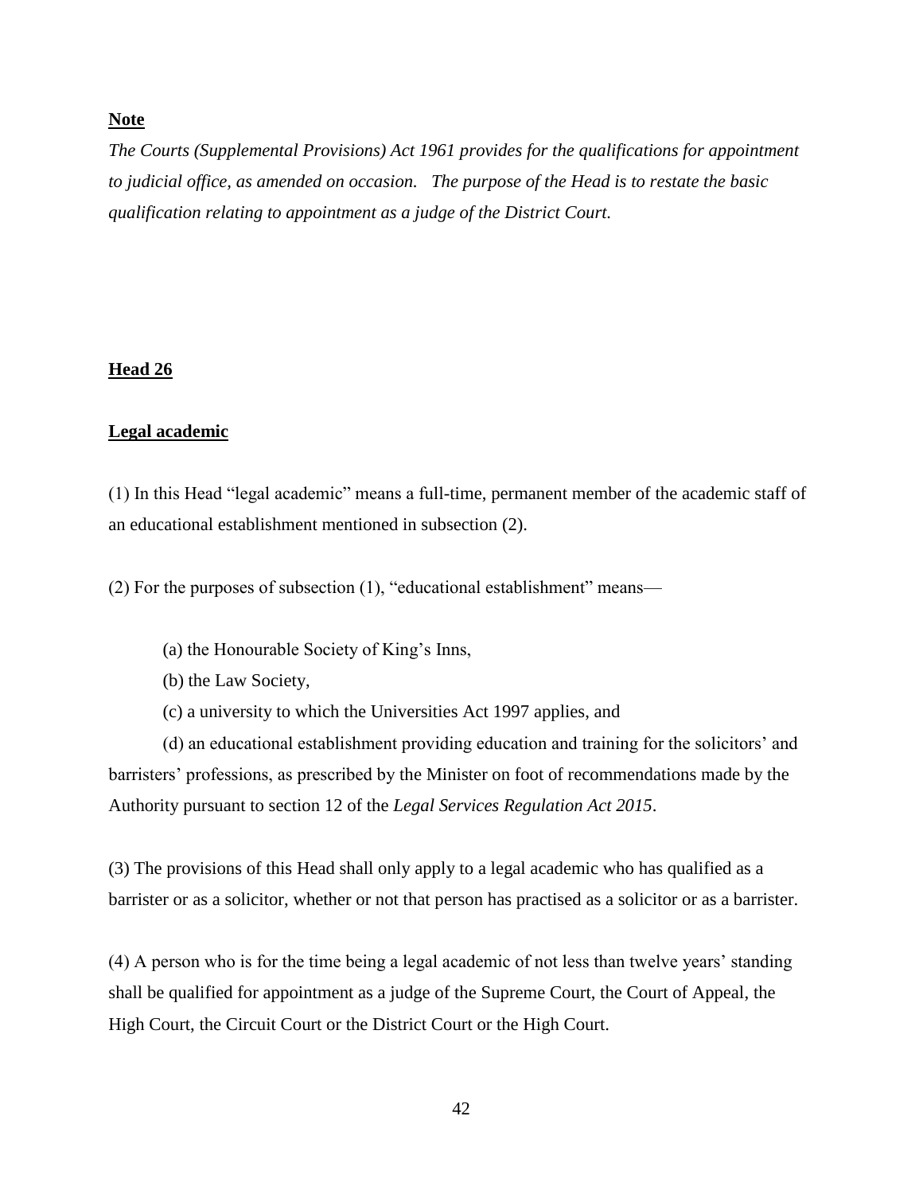**Note**

*The Courts (Supplemental Provisions) Act 1961 provides for the qualifications for appointment to judicial office, as amended on occasion. The purpose of the Head is to restate the basic qualification relating to appointment as a judge of the District Court.*

**Head 26**

**Legal academic**

(1) In this Head "legal academic" means a full-time, permanent member of the academic staff of an educational establishment mentioned in subsection (2).

(2) For the purposes of subsection (1), "educational establishment" means—

(a) the Honourable Society of King's Inns,

(b) the Law Society,

(c) a university to which the Universities Act 1997 applies, and

(d) an educational establishment providing education and training for the solicitors' and barristers' professions, as prescribed by the Minister on foot of recommendations made by the Authority pursuant to section 12 of the *Legal Services Regulation Act 2015*.

(3) The provisions of this Head shall only apply to a legal academic who has qualified as a barrister or as a solicitor, whether or not that person has practised as a solicitor or as a barrister.

(4) A person who is for the time being a legal academic of not less than twelve years' standing shall be qualified for appointment as a judge of the Supreme Court, the Court of Appeal, the High Court, the Circuit Court or the District Court or the High Court.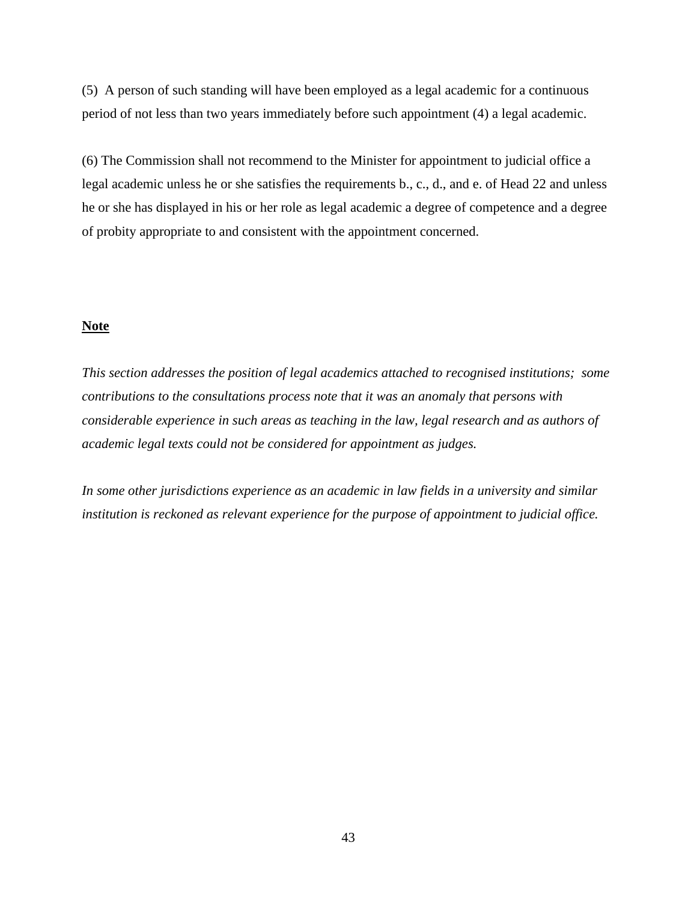(5) A person of such standing will have been employed as a legal academic for a continuous period of not less than two years immediately before such appointment (4) a legal academic.

(6) The Commission shall not recommend to the Minister for appointment to judicial office a legal academic unless he or she satisfies the requirements b., c., d., and e. of Head 22 and unless he or she has displayed in his or her role as legal academic a degree of competence and a degree of probity appropriate to and consistent with the appointment concerned.

**Note**

*This section addresses the position of legal academics attached to recognised institutions; some contributions to the consultations process note that it was an anomaly that persons with considerable experience in such areas as teaching in the law, legal research and as authors of academic legal texts could not be considered for appointment as judges.*

*In some other jurisdictions experience as an academic in law fields in a university and similar institution is reckoned as relevant experience for the purpose of appointment to judicial office.*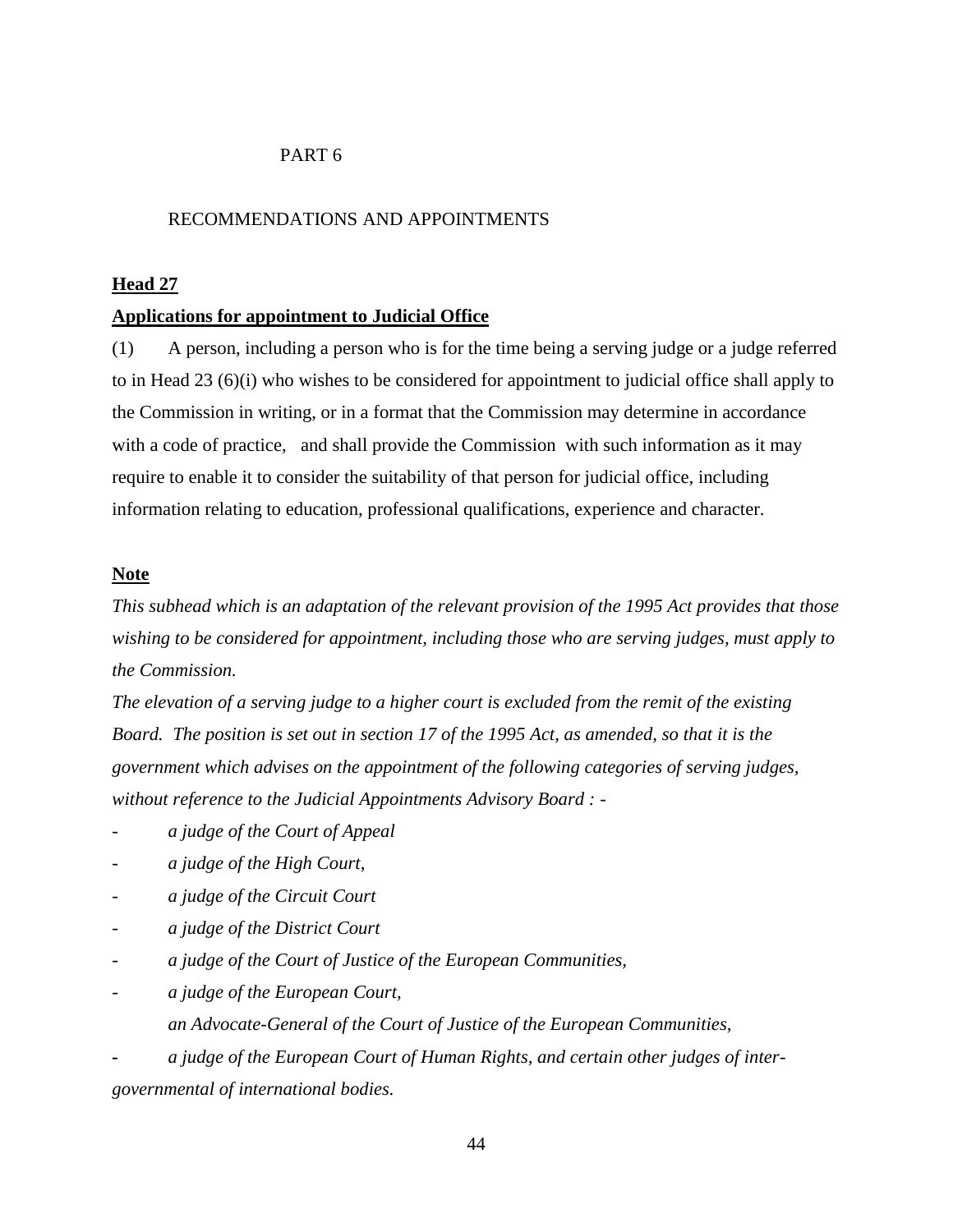PART 6

RECOMMENDATIONS AND APPOINTMENTS

**Head 27**

**Applications for appointment to Judicial Office**

(1) A person, including a person who is for the time being a serving judge or a judge referred to in Head 23 (6)(i) who wishes to be considered for appointment to judicial office shall apply to the Commission in writing, or in a format that the Commission may determine in accordance with a code of practice, and shall provide the Commission with such information as it may require to enable it to consider the suitability of that person for judicial office, including information relating to education, professional qualifications, experience and character.

**Note**

*This subhead which is an adaptation of the relevant provision of the 1995 Act provides that those wishing to be considered for appointment, including those who are serving judges, must apply to the Commission.*

*The elevation of a serving judge to a higher court is excluded from the remit of the existing Board. The position is set out in section 17 of the 1995 Act, as amended, so that it is the government which advises on the appointment of the following categories of serving judges, without reference to the Judicial Appointments Advisory Board : -*

- *a judge of the Court of Appeal*
- *a judge of the High Court,*
- *a judge of the Circuit Court*
- *a judge of the District Court*
- *a judge of the Court of Justice of the European Communities,*
- *a judge of the European Court,*
  *an Advocate-General of the Court of Justice of the European Communities,*
- *a judge of the European Court of Human Rights, and certain other judges of inter-governmental of international bodies.*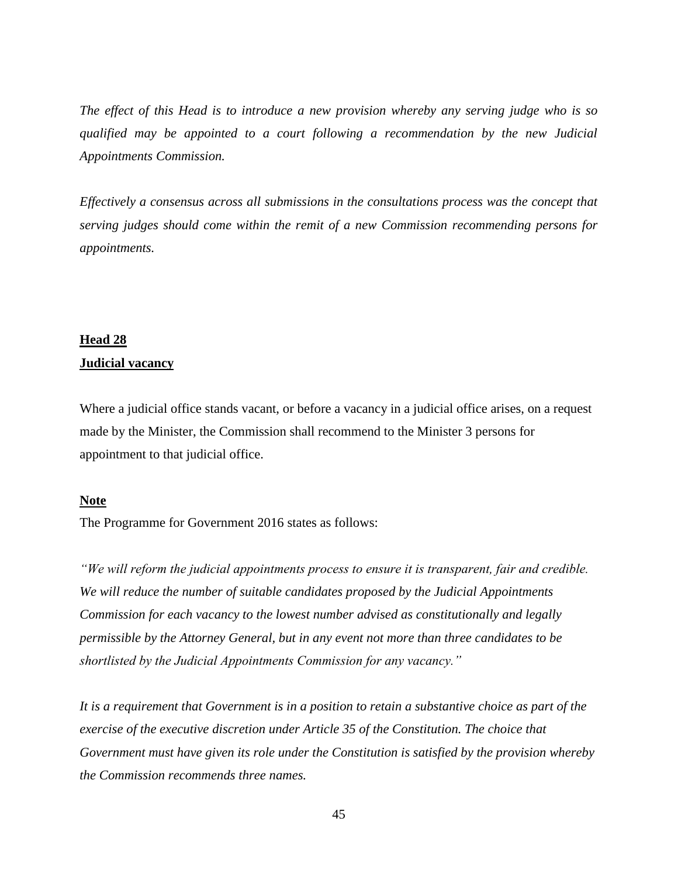*The effect of this Head is to introduce a new provision whereby any serving judge who is so qualified may be appointed to a court following a recommendation by the new Judicial Appointments Commission.*

*Effectively a consensus across all submissions in the consultations process was the concept that serving judges should come within the remit of a new Commission recommending persons for appointments.*

**Head 28**
**Judicial vacancy**

Where a judicial office stands vacant, or before a vacancy in a judicial office arises, on a request made by the Minister, the Commission shall recommend to the Minister 3 persons for appointment to that judicial office.

**Note**

The Programme for Government 2016 states as follows:

*"We will reform the judicial appointments process to ensure it is transparent, fair and credible. We will reduce the number of suitable candidates proposed by the Judicial Appointments Commission for each vacancy to the lowest number advised as constitutionally and legally permissible by the Attorney General, but in any event not more than three candidates to be shortlisted by the Judicial Appointments Commission for any vacancy."*

*It is a requirement that Government is in a position to retain a substantive choice as part of the exercise of the executive discretion under Article 35 of the Constitution. The choice that Government must have given its role under the Constitution is satisfied by the provision whereby the Commission recommends three names.*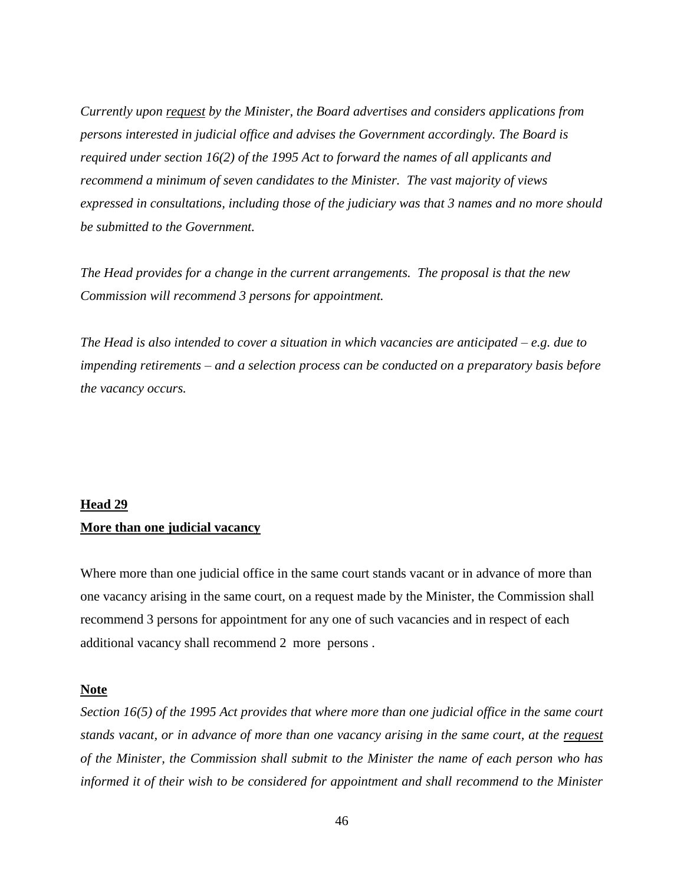*Currently upon request by the Minister, the Board advertises and considers applications from persons interested in judicial office and advises the Government accordingly. The Board is required under section 16(2) of the 1995 Act to forward the names of all applicants and recommend a minimum of seven candidates to the Minister. The vast majority of views expressed in consultations, including those of the judiciary was that 3 names and no more should be submitted to the Government.*

*The Head provides for a change in the current arrangements. The proposal is that the new Commission will recommend 3 persons for appointment.*

*The Head is also intended to cover a situation in which vacancies are anticipated – e.g. due to impending retirements – and a selection process can be conducted on a preparatory basis before the vacancy occurs.*

## Head 29

## More than one judicial vacancy

Where more than one judicial office in the same court stands vacant or in advance of more than one vacancy arising in the same court, on a request made by the Minister, the Commission shall recommend 3 persons for appointment for any one of such vacancies and in respect of each additional vacancy shall recommend 2 more persons .

**Note**

*Section 16(5) of the 1995 Act provides that where more than one judicial office in the same court stands vacant, or in advance of more than one vacancy arising in the same court, at the request of the Minister, the Commission shall submit to the Minister the name of each person who has informed it of their wish to be considered for appointment and shall recommend to the Minister*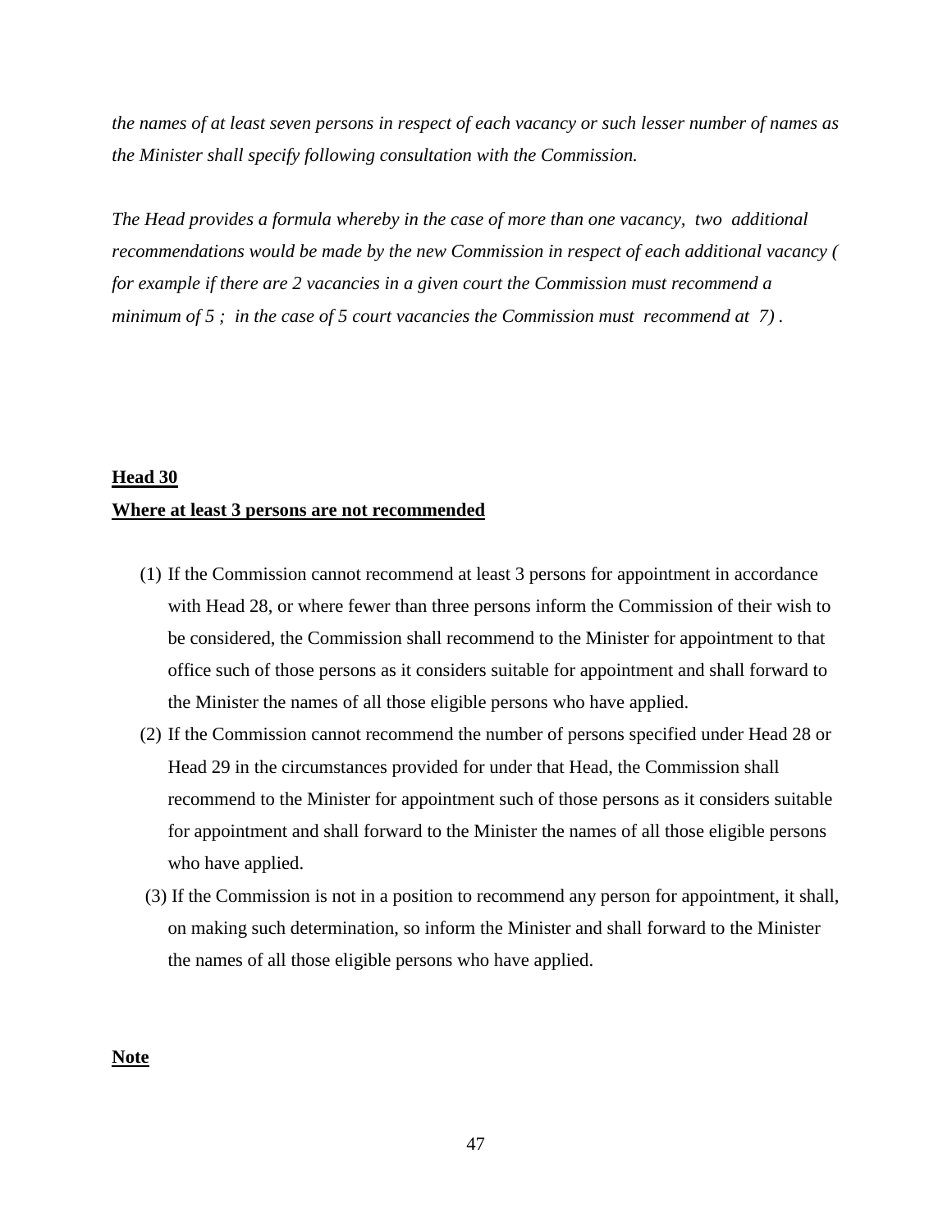*the names of at least seven persons in respect of each vacancy or such lesser number of names as the Minister shall specify following consultation with the Commission.*

*The Head provides a formula whereby in the case of more than one vacancy, two additional recommendations would be made by the new Commission in respect of each additional vacancy ( for example if there are 2 vacancies in a given court the Commission must recommend a minimum of 5 ; in the case of 5 court vacancies the Commission must recommend at 7) .*

**Head 30**

**Where at least 3 persons are not recommended**

(1) If the Commission cannot recommend at least 3 persons for appointment in accordance with Head 28, or where fewer than three persons inform the Commission of their wish to be considered, the Commission shall recommend to the Minister for appointment to that office such of those persons as it considers suitable for appointment and shall forward to the Minister the names of all those eligible persons who have applied.

(2) If the Commission cannot recommend the number of persons specified under Head 28 or Head 29 in the circumstances provided for under that Head, the Commission shall recommend to the Minister for appointment such of those persons as it considers suitable for appointment and shall forward to the Minister the names of all those eligible persons who have applied.

(3) If the Commission is not in a position to recommend any person for appointment, it shall, on making such determination, so inform the Minister and shall forward to the Minister the names of all those eligible persons who have applied.

**Note**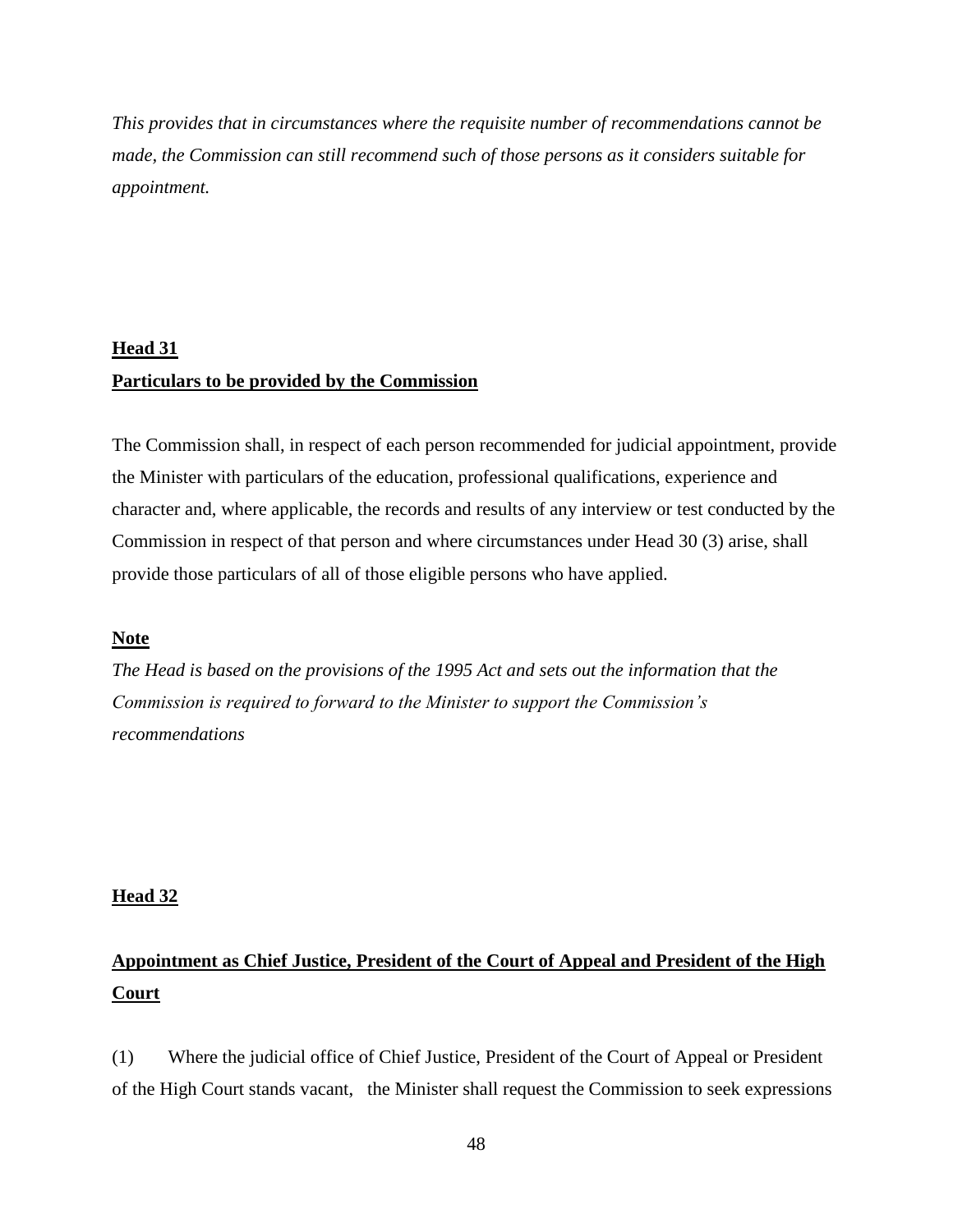*This provides that in circumstances where the requisite number of recommendations cannot be made, the Commission can still recommend such of those persons as it considers suitable for appointment.*

**Head 31**

**Particulars to be provided by the Commission**

The Commission shall, in respect of each person recommended for judicial appointment, provide the Minister with particulars of the education, professional qualifications, experience and character and, where applicable, the records and results of any interview or test conducted by the Commission in respect of that person and where circumstances under Head 30 (3) arise, shall provide those particulars of all of those eligible persons who have applied.

**Note**

*The Head is based on the provisions of the 1995 Act and sets out the information that the Commission is required to forward to the Minister to support the Commission's recommendations*

**Head 32**

**Appointment as Chief Justice, President of the Court of Appeal and President of the High Court**

(1) Where the judicial office of Chief Justice, President of the Court of Appeal or President of the High Court stands vacant, the Minister shall request the Commission to seek expressions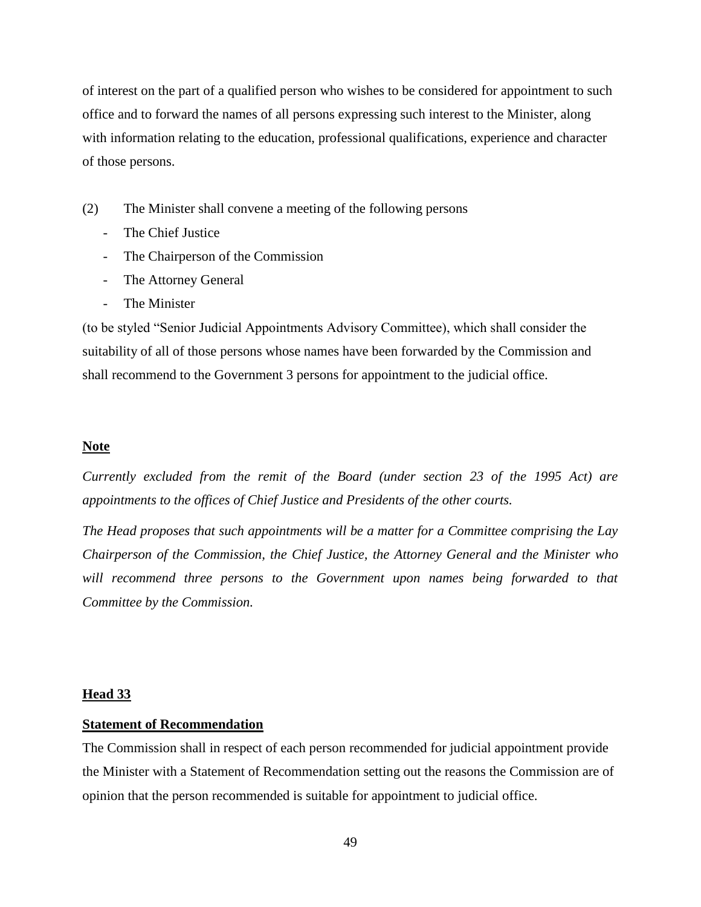of interest on the part of a qualified person who wishes to be considered for appointment to such office and to forward the names of all persons expressing such interest to the Minister, along with information relating to the education, professional qualifications, experience and character of those persons.

(2) The Minister shall convene a meeting of the following persons

- The Chief Justice
- The Chairperson of the Commission
- The Attorney General
- The Minister

(to be styled "Senior Judicial Appointments Advisory Committee), which shall consider the suitability of all of those persons whose names have been forwarded by the Commission and shall recommend to the Government 3 persons for appointment to the judicial office.

**Note**

*Currently excluded from the remit of the Board (under section 23 of the 1995 Act) are appointments to the offices of Chief Justice and Presidents of the other courts.*

*The Head proposes that such appointments will be a matter for a Committee comprising the Lay Chairperson of the Commission, the Chief Justice, the Attorney General and the Minister who will recommend three persons to the Government upon names being forwarded to that Committee by the Commission.*

**Head 33**

**Statement of Recommendation**

The Commission shall in respect of each person recommended for judicial appointment provide the Minister with a Statement of Recommendation setting out the reasons the Commission are of opinion that the person recommended is suitable for appointment to judicial office.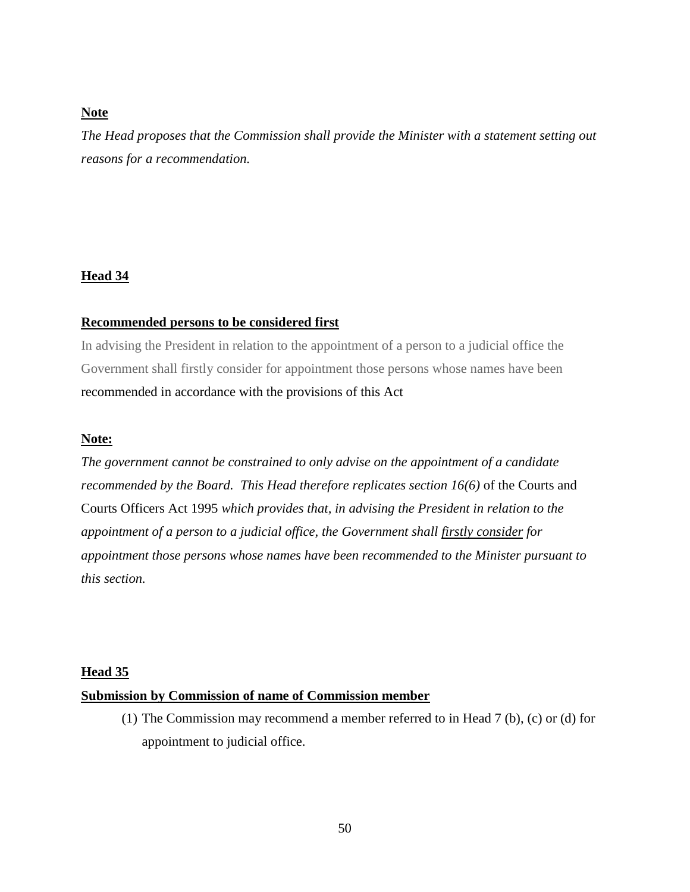**Note**

*The Head proposes that the Commission shall provide the Minister with a statement setting out reasons for a recommendation.*

**Head 34**

**Recommended persons to be considered first**

In advising the President in relation to the appointment of a person to a judicial office the Government shall firstly consider for appointment those persons whose names have been recommended in accordance with the provisions of this Act

**Note:**

*The government cannot be constrained to only advise on the appointment of a candidate recommended by the Board. This Head therefore replicates section 16(6)* of the Courts and Courts Officers Act 1995 *which provides that, in advising the President in relation to the appointment of a person to a judicial office, the Government shall firstly consider for appointment those persons whose names have been recommended to the Minister pursuant to this section.*

**Head 35**

**Submission by Commission of name of Commission member**

(1) The Commission may recommend a member referred to in Head 7 (b), (c) or (d) for appointment to judicial office.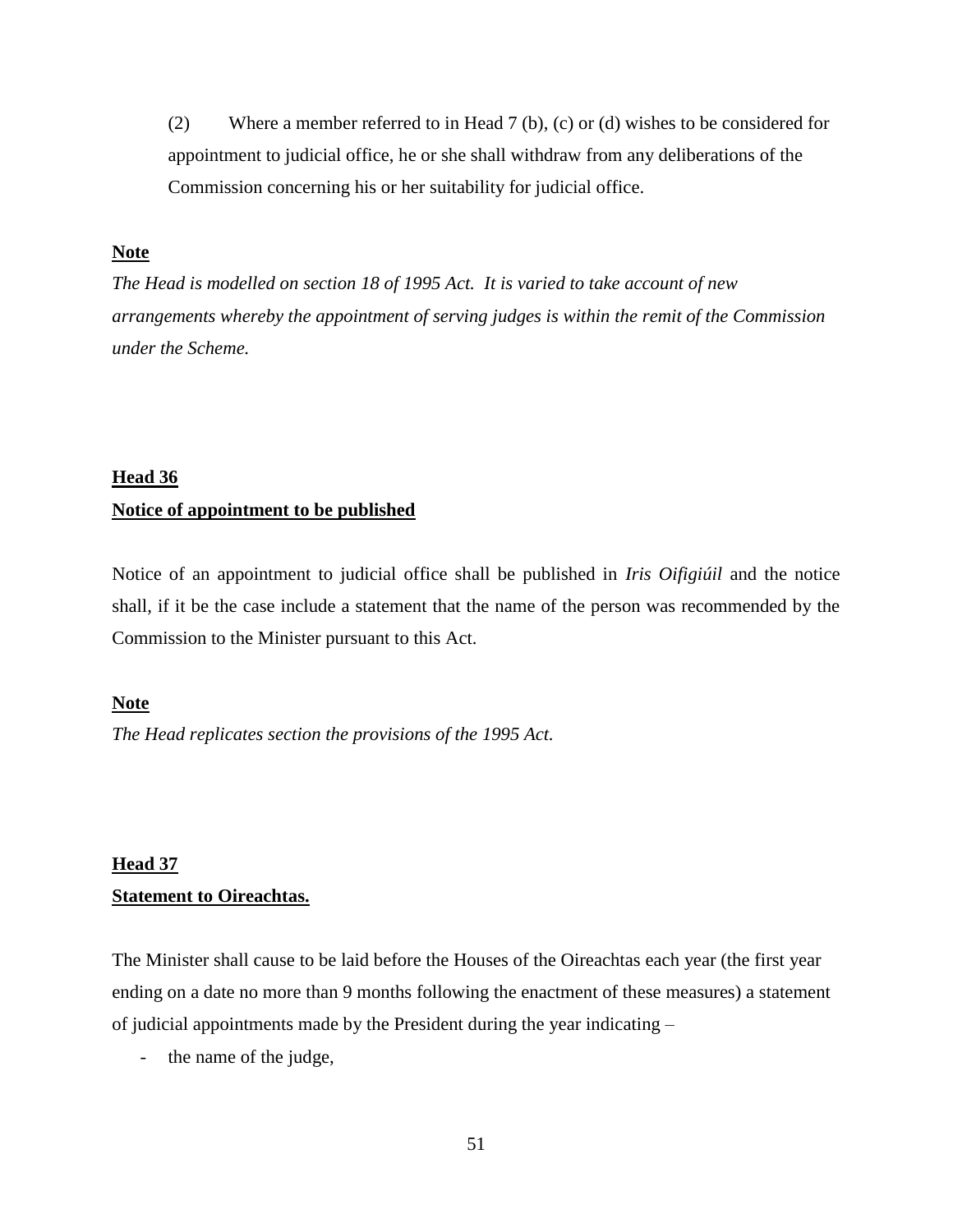(2) Where a member referred to in Head 7 (b), (c) or (d) wishes to be considered for appointment to judicial office, he or she shall withdraw from any deliberations of the Commission concerning his or her suitability for judicial office.

**Note**

*The Head is modelled on section 18 of 1995 Act. It is varied to take account of new arrangements whereby the appointment of serving judges is within the remit of the Commission under the Scheme.*

## Head 36

## Notice of appointment to be published

Notice of an appointment to judicial office shall be published in *Iris Oifigiúil* and the notice shall, if it be the case include a statement that the name of the person was recommended by the Commission to the Minister pursuant to this Act.

**Note**

*The Head replicates section the provisions of the 1995 Act.*

## Head 37

## Statement to Oireachtas.

The Minister shall cause to be laid before the Houses of the Oireachtas each year (the first year ending on a date no more than 9 months following the enactment of these measures) a statement of judicial appointments made by the President during the year indicating –

- the name of the judge,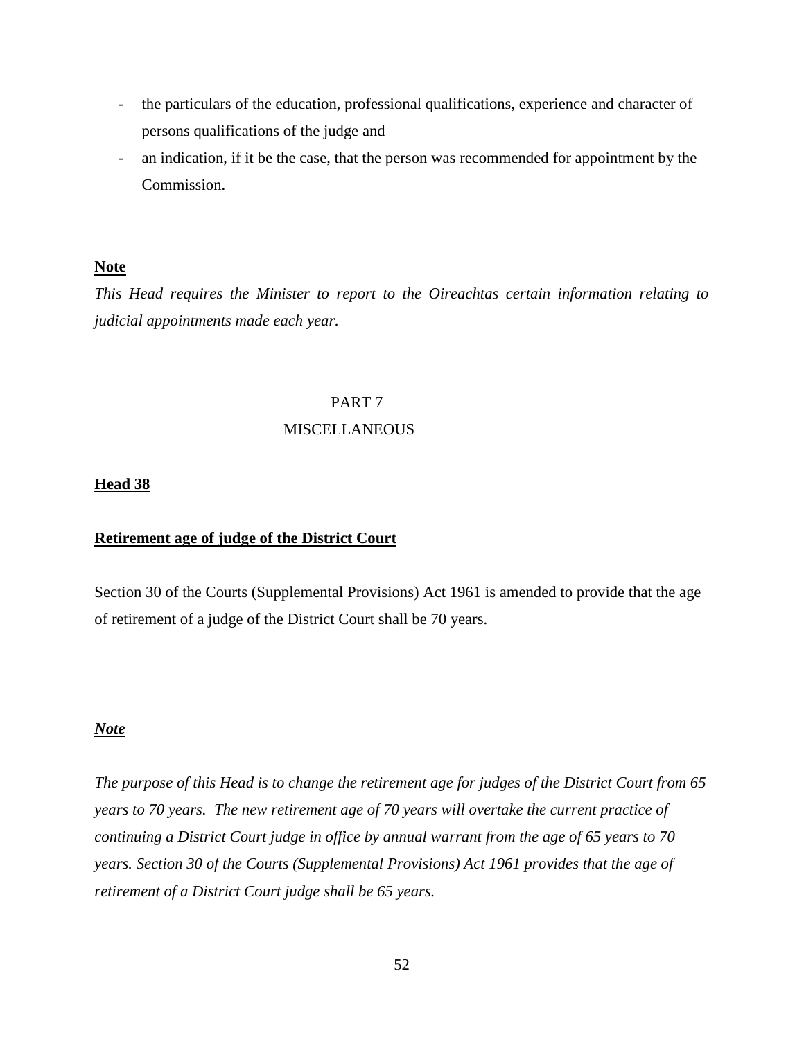- the particulars of the education, professional qualifications, experience and character of persons qualifications of the judge and
- an indication, if it be the case, that the person was recommended for appointment by the Commission.

**Note**

*This Head requires the Minister to report to the Oireachtas certain information relating to judicial appointments made each year.*

## PART 7
## MISCELLANEOUS

**Head 38**

**Retirement age of judge of the District Court**

Section 30 of the Courts (Supplemental Provisions) Act 1961 is amended to provide that the age of retirement of a judge of the District Court shall be 70 years.

***Note***

*The purpose of this Head is to change the retirement age for judges of the District Court from 65 years to 70 years. The new retirement age of 70 years will overtake the current practice of continuing a District Court judge in office by annual warrant from the age of 65 years to 70 years. Section 30 of the Courts (Supplemental Provisions) Act 1961 provides that the age of retirement of a District Court judge shall be 65 years.*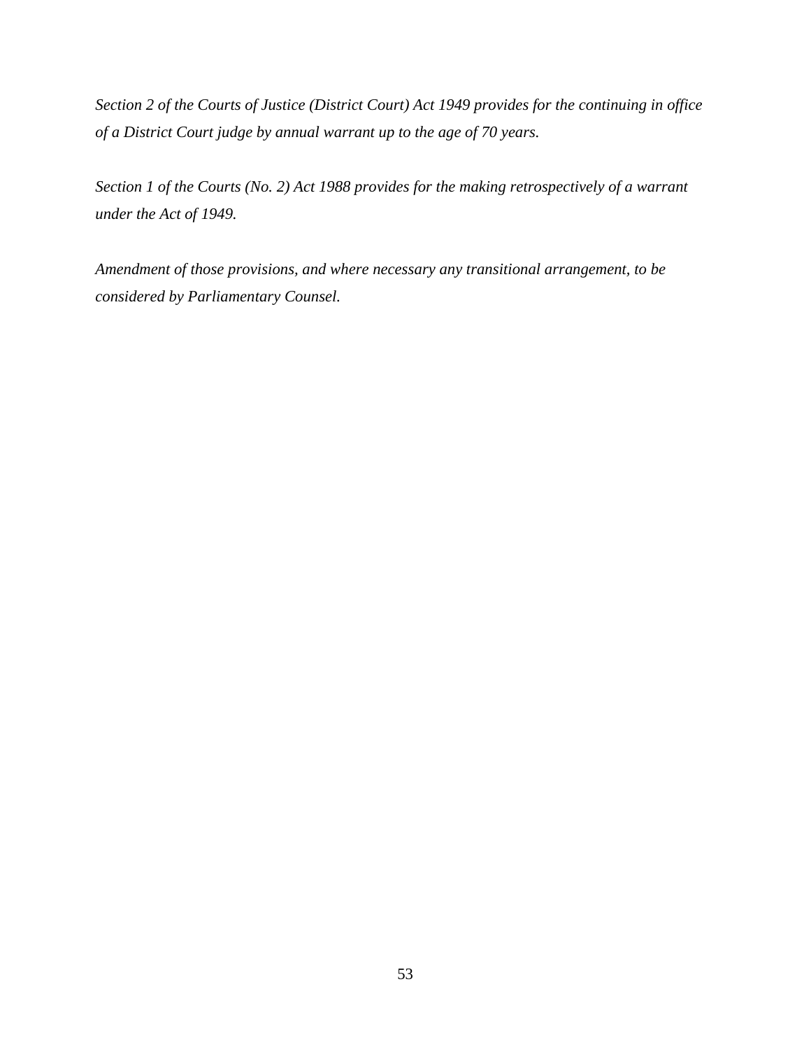*Section 2 of the Courts of Justice (District Court) Act 1949 provides for the continuing in office of a District Court judge by annual warrant up to the age of 70 years.*

*Section 1 of the Courts (No. 2) Act 1988 provides for the making retrospectively of a warrant under the Act of 1949.*

*Amendment of those provisions, and where necessary any transitional arrangement, to be considered by Parliamentary Counsel.*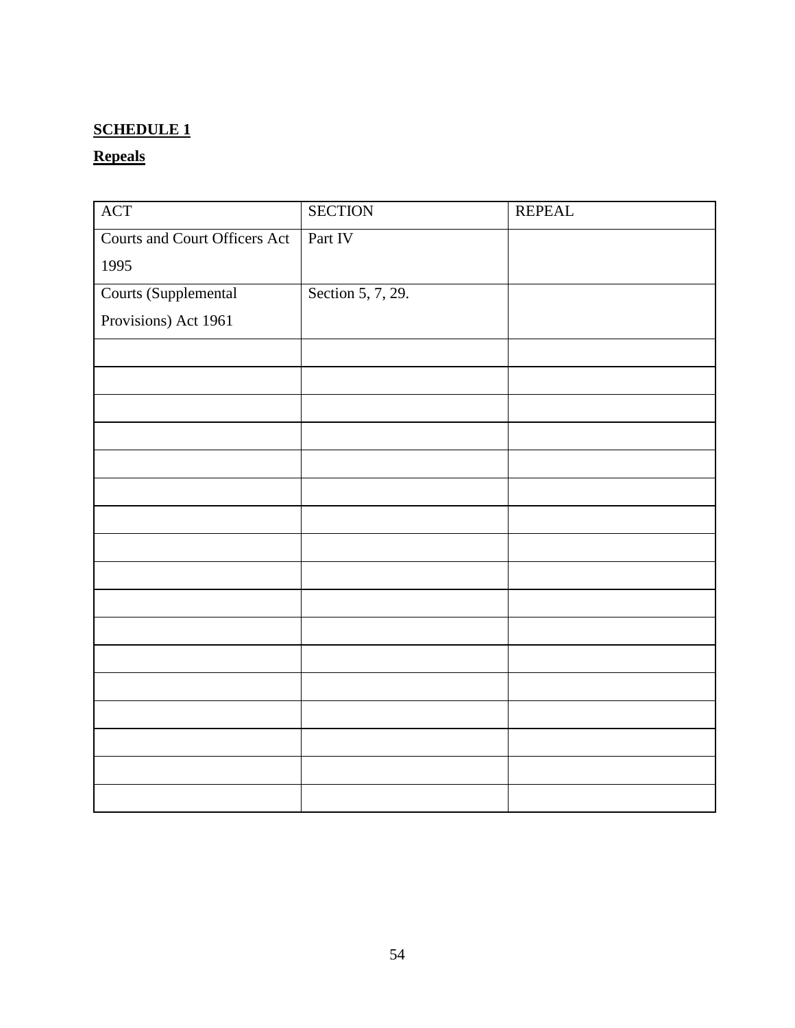**SCHEDULE 1**

**Repeals**

| ACT | SECTION | REPEAL |
|---|---|---|
| Courts and Court Officers Act 1995 | Part IV | |
| Courts (Supplemental Provisions) Act 1961 | Section 5, 7, 29. | |
| | | |
| | | |
| | | |
| | | |
| | | |
| | | |
| | | |
| | | |
| | | |
| | | |
| | | |
| | | |
| | | |
| | | |
| | | |
| | | |
| | | |